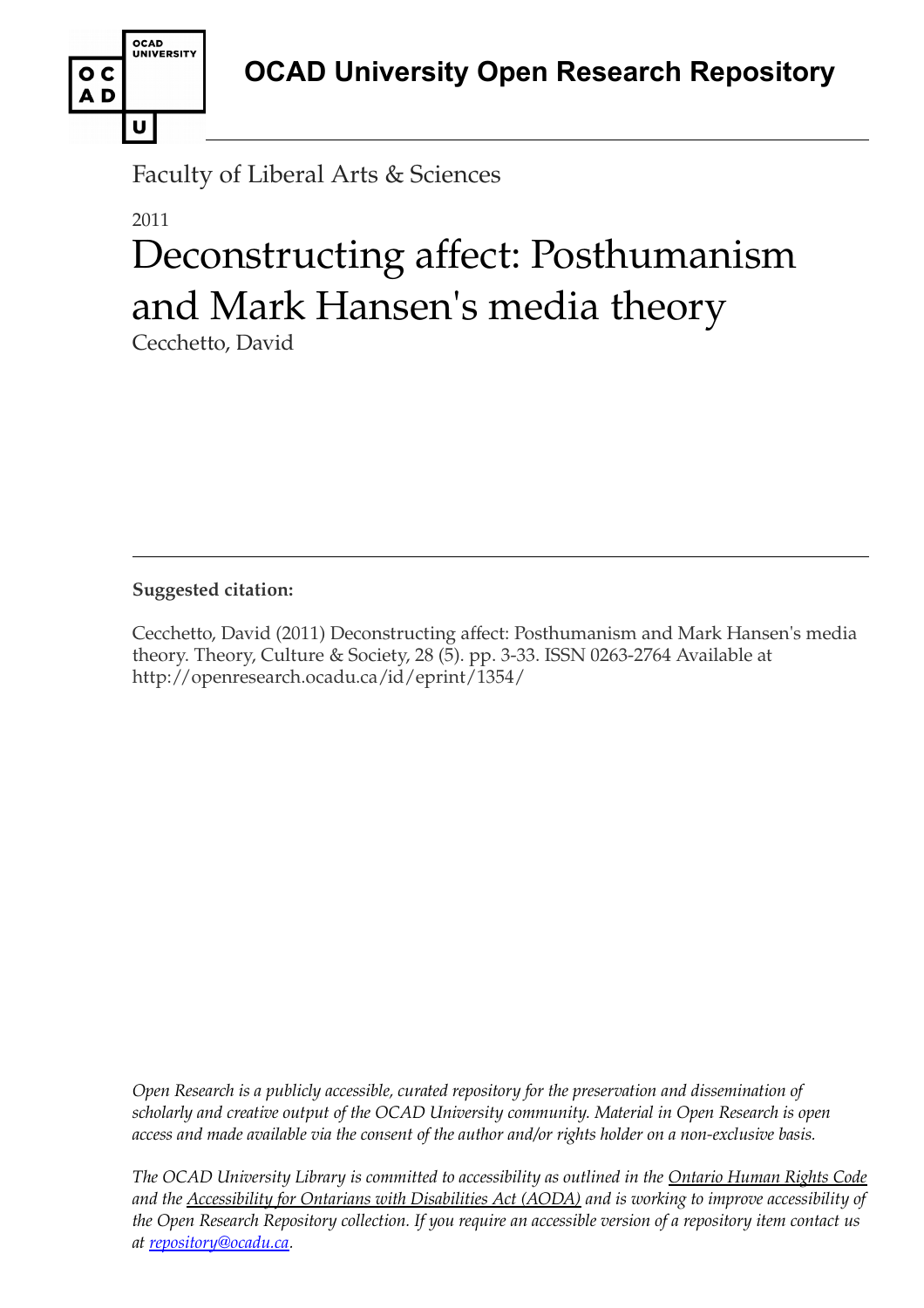# OCAD University Open Research Repository

Faculty of Liberal Arts & Sciences

2011

# Deconstructing affect: Posthumanism and Mark Hansen's media theory

Cecchetto, David

---

**Suggested citation:**

Cecchetto, David (2011) Deconstructing affect: Posthumanism and Mark Hansen's media theory. Theory, Culture & Society, 28 (5). pp. 3-33. ISSN 0263-2764 Available at http://openresearch.ocadu.ca/id/eprint/1354/

*Open Research is a publicly accessible, curated repository for the preservation and dissemination of scholarly and creative output of the OCAD University community. Material in Open Research is open access and made available via the consent of the author and/or rights holder on a non-exclusive basis.*

*The OCAD University Library is committed to accessibility as outlined in the Ontario Human Rights Code and the Accessibility for Ontarians with Disabilities Act (AODA) and is working to improve accessibility of the Open Research Repository collection. If you require an accessible version of a repository item contact us at repository@ocadu.ca.*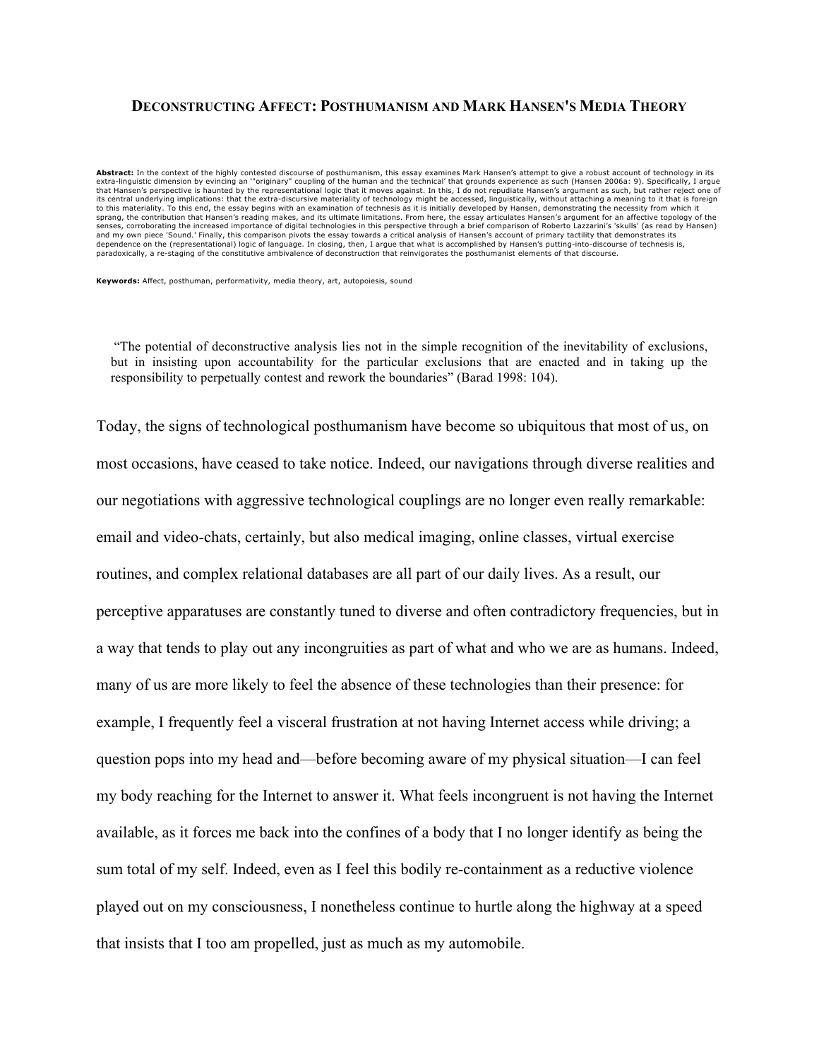# DECONSTRUCTING AFFECT: POSTHUMANISM AND MARK HANSEN'S MEDIA THEORY

**Abstract:** In the context of the highly contested discourse of posthumanism, this essay examines Mark Hansen's attempt to give a robust account of technology in its extra-linguistic dimension by evincing an '"originary" coupling of the human and the technical' that grounds experience as such (Hansen 2006a: 9). Specifically, I argue that Hansen's perspective is haunted by the representational logic that it moves against. In this, I do not repudiate Hansen's argument as such, but rather reject one of its central underlying implications: that the extra-discursive materiality of technology might be accessed, linguistically, without attaching a meaning to it that is foreign to this materiality. To this end, the essay begins with an examination of technesis as it is initially developed by Hansen, demonstrating the necessity from which it sprang, the contribution that Hansen's reading makes, and its ultimate limitations. From here, the essay articulates Hansen's argument for an affective topology of the senses, corroborating the increased importance of digital technologies in this perspective through a brief comparison of Roberto Lazzarini's 'skulls' (as read by Hansen) and my own piece 'Sound.' Finally, this comparison pivots the essay towards a critical analysis of Hansen's account of primary tactility that demonstrates its dependence on the (representational) logic of language. In closing, then, I argue that what is accomplished by Hansen's putting-into-discourse of technesis is, paradoxically, a re-staging of the constitutive ambivalence of deconstruction that reinvigorates the posthumanist elements of that discourse.

**Keywords:** Affect, posthuman, performativity, media theory, art, autopoiesis, sound

> "The potential of deconstructive analysis lies not in the simple recognition of the inevitability of exclusions, but in insisting upon accountability for the particular exclusions that are enacted and in taking up the responsibility to perpetually contest and rework the boundaries" (Barad 1998: 104).

Today, the signs of technological posthumanism have become so ubiquitous that most of us, on most occasions, have ceased to take notice. Indeed, our navigations through diverse realities and our negotiations with aggressive technological couplings are no longer even really remarkable: email and video-chats, certainly, but also medical imaging, online classes, virtual exercise routines, and complex relational databases are all part of our daily lives. As a result, our perceptive apparatuses are constantly tuned to diverse and often contradictory frequencies, but in a way that tends to play out any incongruities as part of what and who we are as humans. Indeed, many of us are more likely to feel the absence of these technologies than their presence: for example, I frequently feel a visceral frustration at not having Internet access while driving; a question pops into my head and—before becoming aware of my physical situation—I can feel my body reaching for the Internet to answer it. What feels incongruent is not having the Internet available, as it forces me back into the confines of a body that I no longer identify as being the sum total of my self. Indeed, even as I feel this bodily re-containment as a reductive violence played out on my consciousness, I nonetheless continue to hurtle along the highway at a speed that insists that I too am propelled, just as much as my automobile.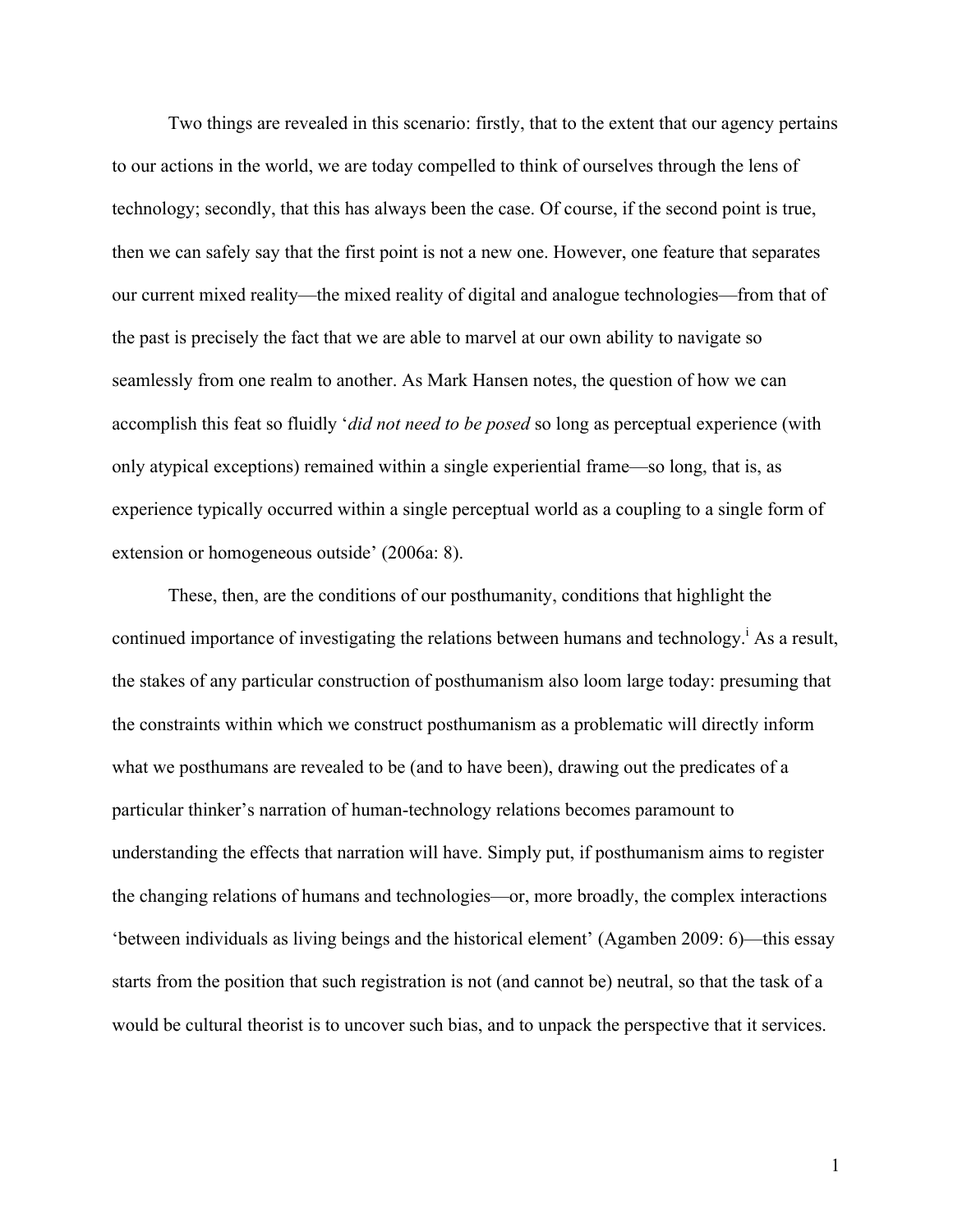Two things are revealed in this scenario: firstly, that to the extent that our agency pertains to our actions in the world, we are today compelled to think of ourselves through the lens of technology; secondly, that this has always been the case. Of course, if the second point is true, then we can safely say that the first point is not a new one. However, one feature that separates our current mixed reality—the mixed reality of digital and analogue technologies—from that of the past is precisely the fact that we are able to marvel at our own ability to navigate so seamlessly from one realm to another. As Mark Hansen notes, the question of how we can accomplish this feat so fluidly '*did not need to be posed* so long as perceptual experience (with only atypical exceptions) remained within a single experiential frame—so long, that is, as experience typically occurred within a single perceptual world as a coupling to a single form of extension or homogeneous outside' (2006a: 8).

These, then, are the conditions of our posthumanity, conditions that highlight the continued importance of investigating the relations between humans and technology.[i] As a result, the stakes of any particular construction of posthumanism also loom large today: presuming that the constraints within which we construct posthumanism as a problematic will directly inform what we posthumans are revealed to be (and to have been), drawing out the predicates of a particular thinker's narration of human-technology relations becomes paramount to understanding the effects that narration will have. Simply put, if posthumanism aims to register the changing relations of humans and technologies—or, more broadly, the complex interactions 'between individuals as living beings and the historical element' (Agamben 2009: 6)—this essay starts from the position that such registration is not (and cannot be) neutral, so that the task of a would be cultural theorist is to uncover such bias, and to unpack the perspective that it services.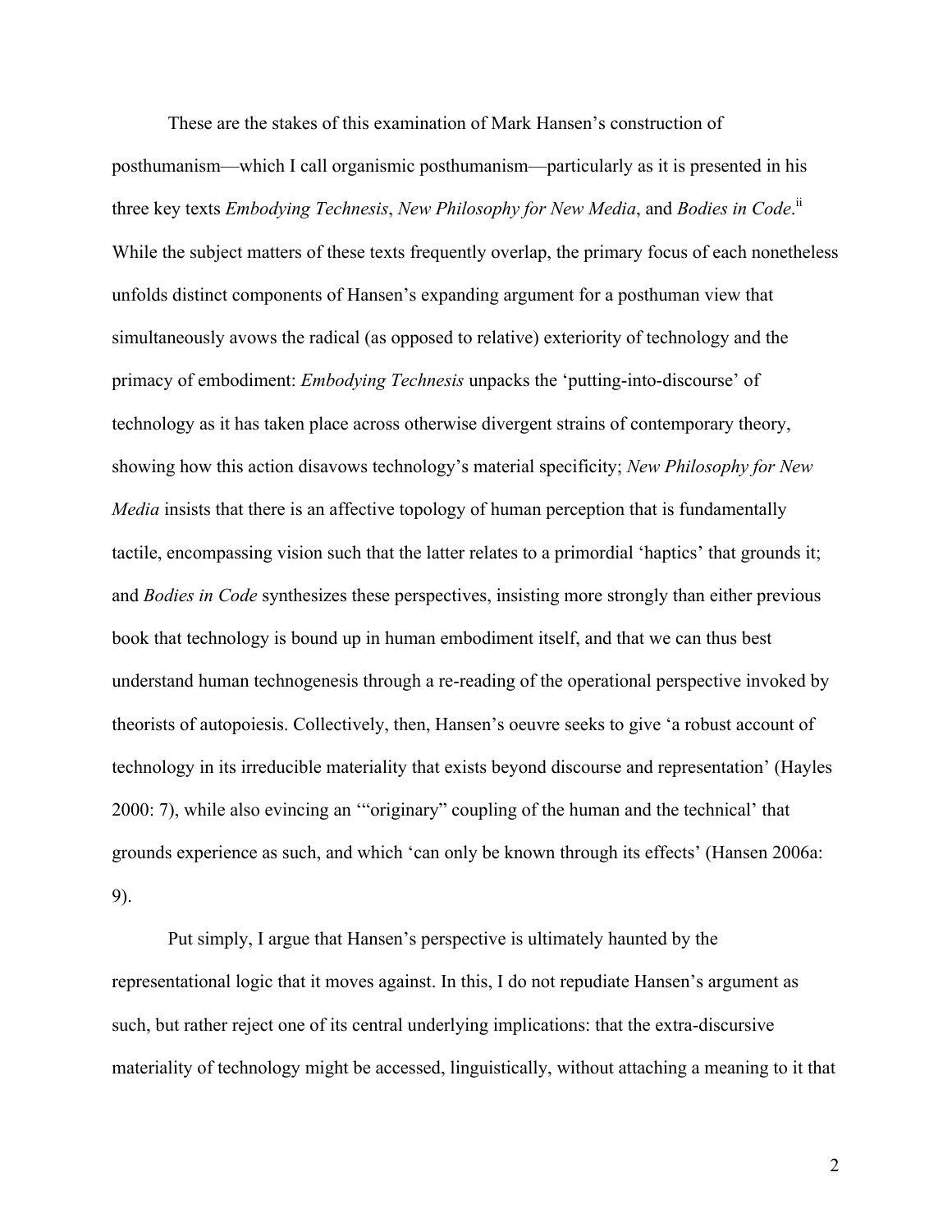These are the stakes of this examination of Mark Hansen's construction of posthumanism—which I call organismic posthumanism—particularly as it is presented in his three key texts *Embodying Technesis*, *New Philosophy for New Media*, and *Bodies in Code*.[ii] While the subject matters of these texts frequently overlap, the primary focus of each nonetheless unfolds distinct components of Hansen's expanding argument for a posthuman view that simultaneously avows the radical (as opposed to relative) exteriority of technology and the primacy of embodiment: *Embodying Technesis* unpacks the 'putting-into-discourse' of technology as it has taken place across otherwise divergent strains of contemporary theory, showing how this action disavows technology's material specificity; *New Philosophy for New Media* insists that there is an affective topology of human perception that is fundamentally tactile, encompassing vision such that the latter relates to a primordial 'haptics' that grounds it; and *Bodies in Code* synthesizes these perspectives, insisting more strongly than either previous book that technology is bound up in human embodiment itself, and that we can thus best understand human technogenesis through a re-reading of the operational perspective invoked by theorists of autopoiesis. Collectively, then, Hansen's oeuvre seeks to give 'a robust account of technology in its irreducible materiality that exists beyond discourse and representation' (Hayles 2000: 7), while also evincing an '"originary" coupling of the human and the technical' that grounds experience as such, and which 'can only be known through its effects' (Hansen 2006a: 9).

Put simply, I argue that Hansen's perspective is ultimately haunted by the representational logic that it moves against. In this, I do not repudiate Hansen's argument as such, but rather reject one of its central underlying implications: that the extra-discursive materiality of technology might be accessed, linguistically, without attaching a meaning to it that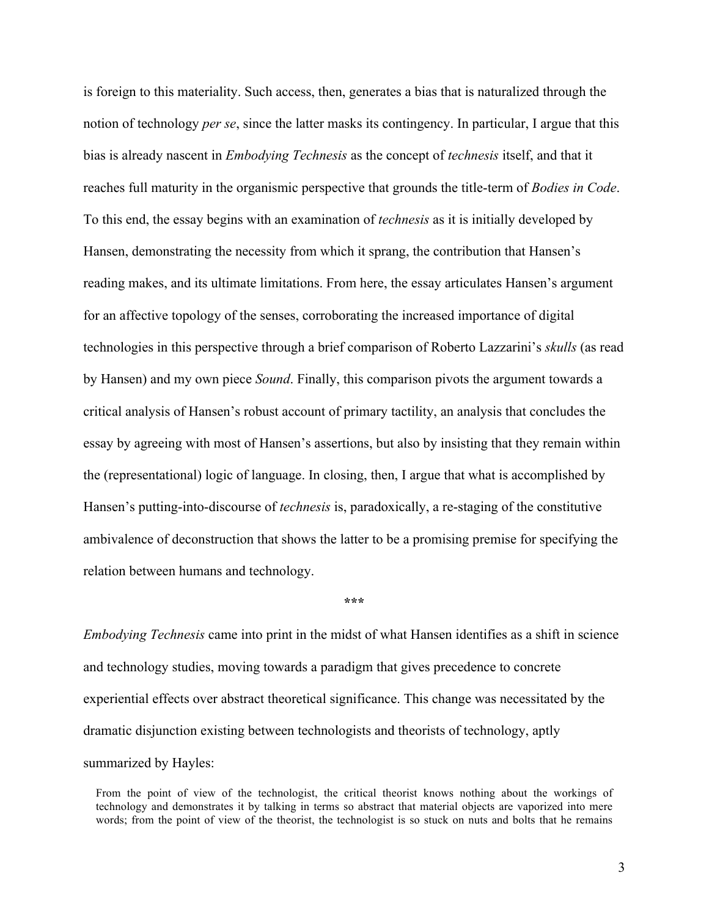is foreign to this materiality. Such access, then, generates a bias that is naturalized through the notion of technology *per se*, since the latter masks its contingency. In particular, I argue that this bias is already nascent in *Embodying Technesis* as the concept of *technesis* itself, and that it reaches full maturity in the organismic perspective that grounds the title-term of *Bodies in Code*. To this end, the essay begins with an examination of *technesis* as it is initially developed by Hansen, demonstrating the necessity from which it sprang, the contribution that Hansen's reading makes, and its ultimate limitations. From here, the essay articulates Hansen's argument for an affective topology of the senses, corroborating the increased importance of digital technologies in this perspective through a brief comparison of Roberto Lazzarini's *skulls* (as read by Hansen) and my own piece *Sound*. Finally, this comparison pivots the argument towards a critical analysis of Hansen's robust account of primary tactility, an analysis that concludes the essay by agreeing with most of Hansen's assertions, but also by insisting that they remain within the (representational) logic of language. In closing, then, I argue that what is accomplished by Hansen's putting-into-discourse of *technesis* is, paradoxically, a re-staging of the constitutive ambivalence of deconstruction that shows the latter to be a promising premise for specifying the relation between humans and technology.

***

*Embodying Technesis* came into print in the midst of what Hansen identifies as a shift in science and technology studies, moving towards a paradigm that gives precedence to concrete experiential effects over abstract theoretical significance. This change was necessitated by the dramatic disjunction existing between technologists and theorists of technology, aptly summarized by Hayles:

> From the point of view of the technologist, the critical theorist knows nothing about the workings of technology and demonstrates it by talking in terms so abstract that material objects are vaporized into mere words; from the point of view of the theorist, the technologist is so stuck on nuts and bolts that he remains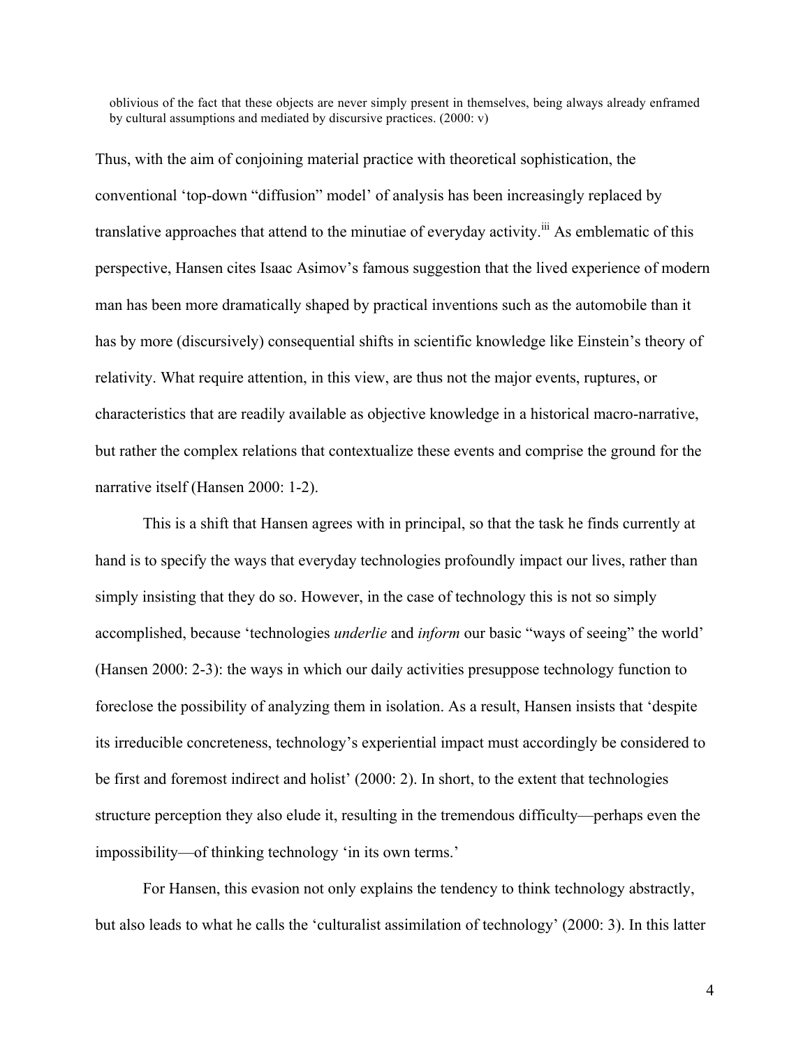> oblivious of the fact that these objects are never simply present in themselves, being always already enframed by cultural assumptions and mediated by discursive practices. (2000: v)

Thus, with the aim of conjoining material practice with theoretical sophistication, the conventional 'top-down "diffusion" model' of analysis has been increasingly replaced by translative approaches that attend to the minutiae of everyday activity.[iii] As emblematic of this perspective, Hansen cites Isaac Asimov's famous suggestion that the lived experience of modern man has been more dramatically shaped by practical inventions such as the automobile than it has by more (discursively) consequential shifts in scientific knowledge like Einstein's theory of relativity. What require attention, in this view, are thus not the major events, ruptures, or characteristics that are readily available as objective knowledge in a historical macro-narrative, but rather the complex relations that contextualize these events and comprise the ground for the narrative itself (Hansen 2000: 1-2).

This is a shift that Hansen agrees with in principal, so that the task he finds currently at hand is to specify the ways that everyday technologies profoundly impact our lives, rather than simply insisting that they do so. However, in the case of technology this is not so simply accomplished, because 'technologies *underlie* and *inform* our basic "ways of seeing" the world' (Hansen 2000: 2-3): the ways in which our daily activities presuppose technology function to foreclose the possibility of analyzing them in isolation. As a result, Hansen insists that 'despite its irreducible concreteness, technology's experiential impact must accordingly be considered to be first and foremost indirect and holist' (2000: 2). In short, to the extent that technologies structure perception they also elude it, resulting in the tremendous difficulty—perhaps even the impossibility—of thinking technology 'in its own terms.'

For Hansen, this evasion not only explains the tendency to think technology abstractly, but also leads to what he calls the 'culturalist assimilation of technology' (2000: 3). In this latter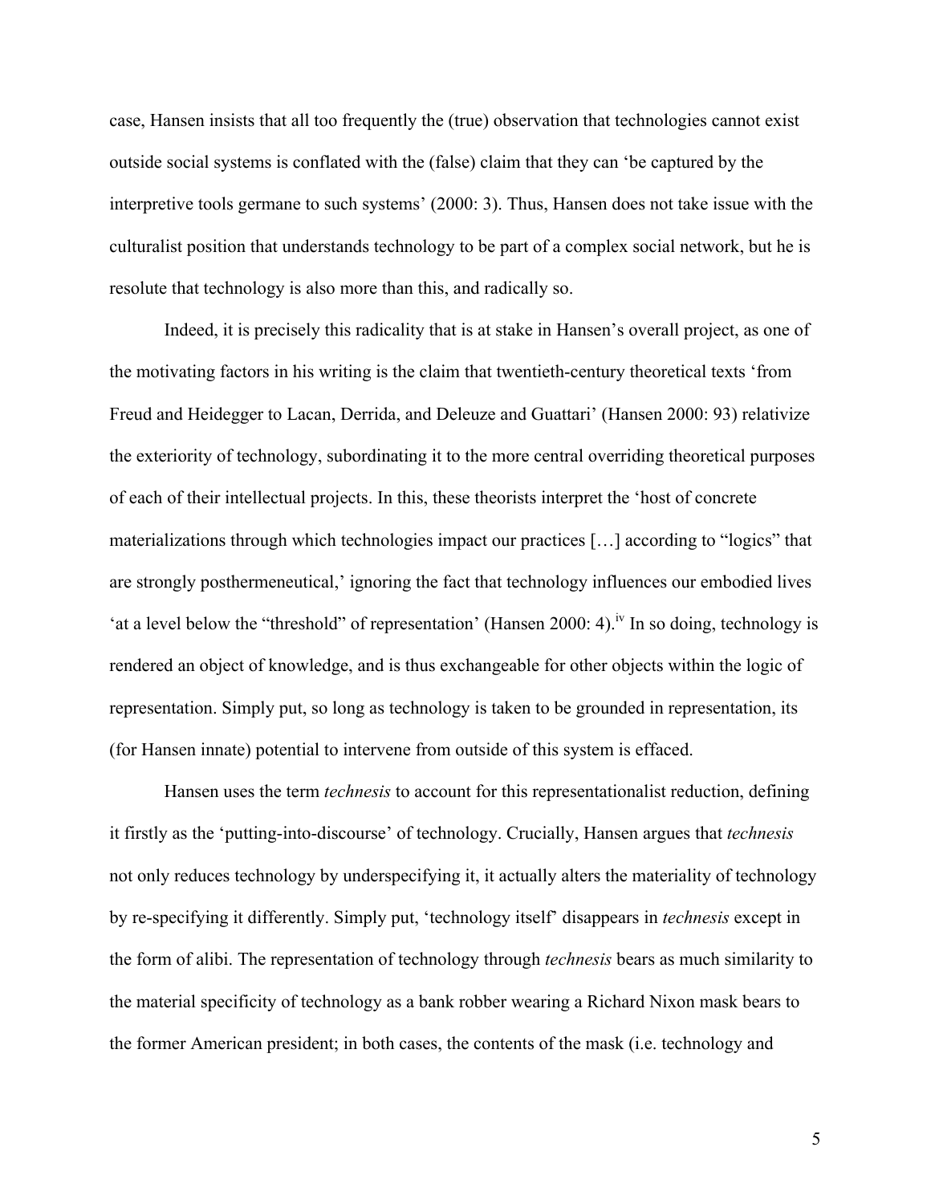case, Hansen insists that all too frequently the (true) observation that technologies cannot exist outside social systems is conflated with the (false) claim that they can 'be captured by the interpretive tools germane to such systems' (2000: 3). Thus, Hansen does not take issue with the culturalist position that understands technology to be part of a complex social network, but he is resolute that technology is also more than this, and radically so.

Indeed, it is precisely this radicality that is at stake in Hansen's overall project, as one of the motivating factors in his writing is the claim that twentieth-century theoretical texts 'from Freud and Heidegger to Lacan, Derrida, and Deleuze and Guattari' (Hansen 2000: 93) relativize the exteriority of technology, subordinating it to the more central overriding theoretical purposes of each of their intellectual projects. In this, these theorists interpret the 'host of concrete materializations through which technologies impact our practices […] according to "logics" that are strongly posthermeneutical,' ignoring the fact that technology influences our embodied lives 'at a level below the "threshold" of representation' (Hansen 2000: 4).[iv] In so doing, technology is rendered an object of knowledge, and is thus exchangeable for other objects within the logic of representation. Simply put, so long as technology is taken to be grounded in representation, its (for Hansen innate) potential to intervene from outside of this system is effaced.

Hansen uses the term *technesis* to account for this representationalist reduction, defining it firstly as the 'putting-into-discourse' of technology. Crucially, Hansen argues that *technesis* not only reduces technology by underspecifying it, it actually alters the materiality of technology by re-specifying it differently. Simply put, 'technology itself' disappears in *technesis* except in the form of alibi. The representation of technology through *technesis* bears as much similarity to the material specificity of technology as a bank robber wearing a Richard Nixon mask bears to the former American president; in both cases, the contents of the mask (i.e. technology and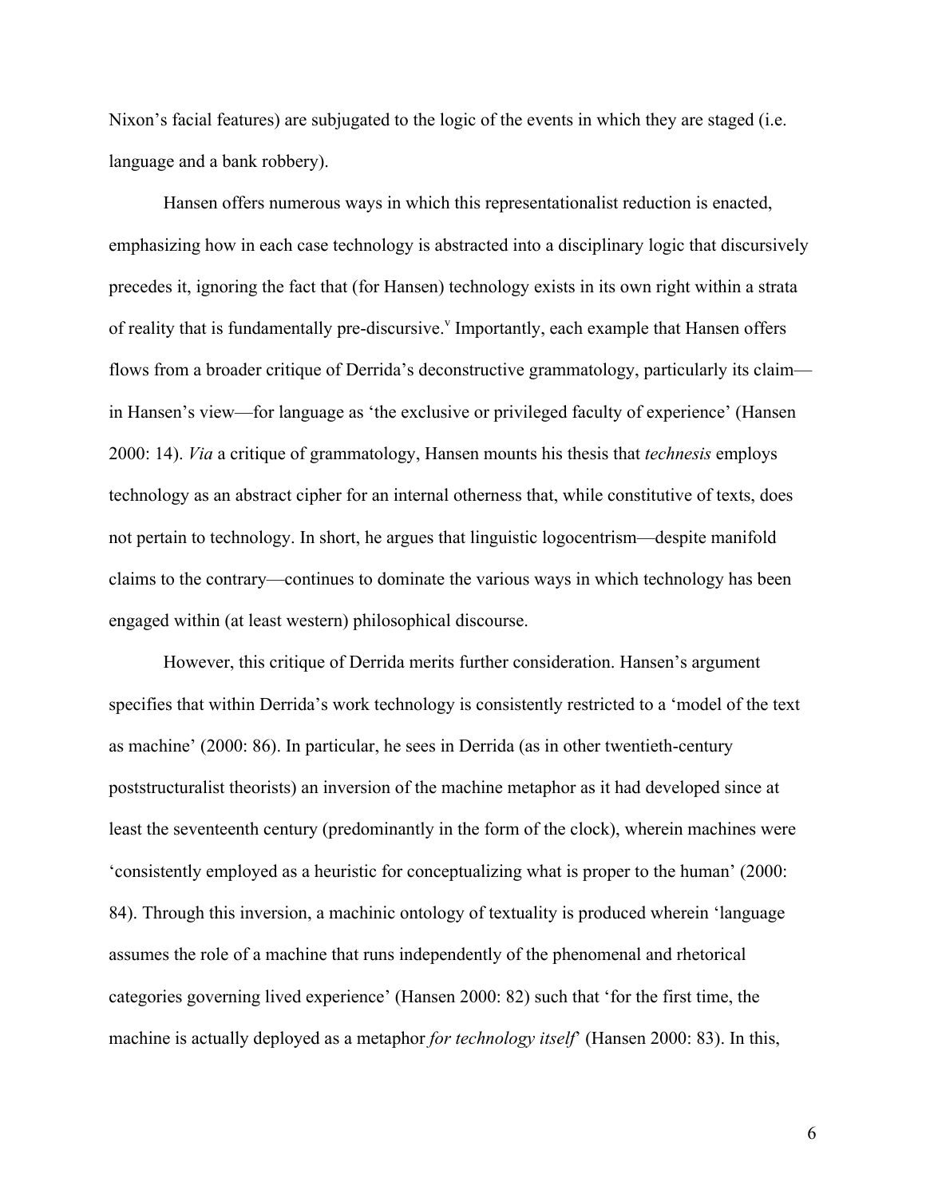Nixon's facial features) are subjugated to the logic of the events in which they are staged (i.e. language and a bank robbery).

Hansen offers numerous ways in which this representationalist reduction is enacted, emphasizing how in each case technology is abstracted into a disciplinary logic that discursively precedes it, ignoring the fact that (for Hansen) technology exists in its own right within a strata of reality that is fundamentally pre-discursive.[v] Importantly, each example that Hansen offers flows from a broader critique of Derrida's deconstructive grammatology, particularly its claim—in Hansen's view—for language as 'the exclusive or privileged faculty of experience' (Hansen 2000: 14). *Via* a critique of grammatology, Hansen mounts his thesis that *technesis* employs technology as an abstract cipher for an internal otherness that, while constitutive of texts, does not pertain to technology. In short, he argues that linguistic logocentrism—despite manifold claims to the contrary—continues to dominate the various ways in which technology has been engaged within (at least western) philosophical discourse.

However, this critique of Derrida merits further consideration. Hansen's argument specifies that within Derrida's work technology is consistently restricted to a 'model of the text as machine' (2000: 86). In particular, he sees in Derrida (as in other twentieth-century poststructuralist theorists) an inversion of the machine metaphor as it had developed since at least the seventeenth century (predominantly in the form of the clock), wherein machines were 'consistently employed as a heuristic for conceptualizing what is proper to the human' (2000: 84). Through this inversion, a machinic ontology of textuality is produced wherein 'language assumes the role of a machine that runs independently of the phenomenal and rhetorical categories governing lived experience' (Hansen 2000: 82) such that 'for the first time, the machine is actually deployed as a metaphor *for technology itself*' (Hansen 2000: 83). In this,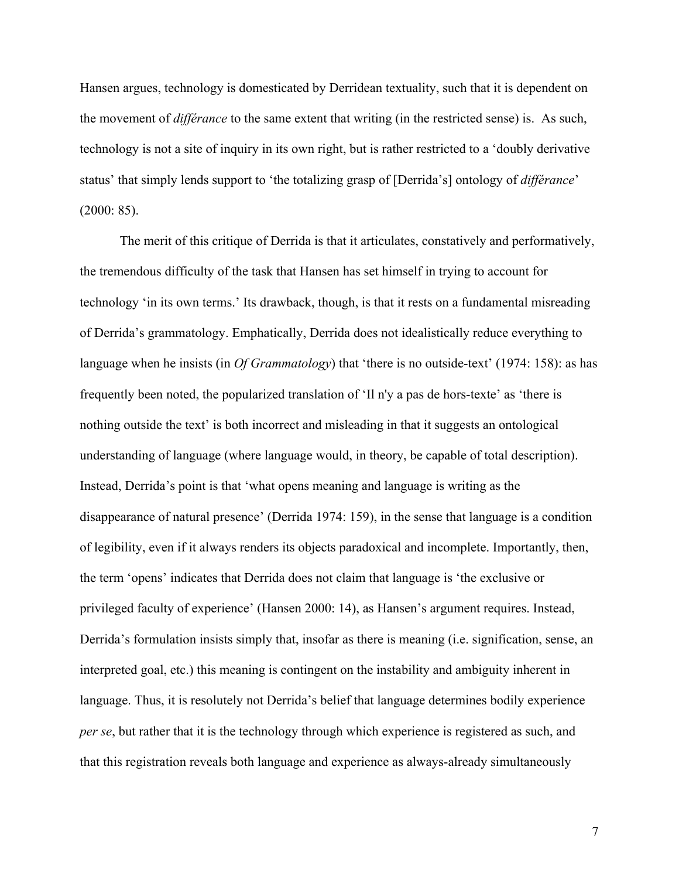Hansen argues, technology is domesticated by Derridean textuality, such that it is dependent on the movement of *différance* to the same extent that writing (in the restricted sense) is. As such, technology is not a site of inquiry in its own right, but is rather restricted to a 'doubly derivative status' that simply lends support to 'the totalizing grasp of [Derrida's] ontology of *différance*' (2000: 85).

The merit of this critique of Derrida is that it articulates, constatively and performatively, the tremendous difficulty of the task that Hansen has set himself in trying to account for technology 'in its own terms.' Its drawback, though, is that it rests on a fundamental misreading of Derrida's grammatology. Emphatically, Derrida does not idealistically reduce everything to language when he insists (in *Of Grammatology*) that 'there is no outside-text' (1974: 158): as has frequently been noted, the popularized translation of 'Il n'y a pas de hors-texte' as 'there is nothing outside the text' is both incorrect and misleading in that it suggests an ontological understanding of language (where language would, in theory, be capable of total description). Instead, Derrida's point is that 'what opens meaning and language is writing as the disappearance of natural presence' (Derrida 1974: 159), in the sense that language is a condition of legibility, even if it always renders its objects paradoxical and incomplete. Importantly, then, the term 'opens' indicates that Derrida does not claim that language is 'the exclusive or privileged faculty of experience' (Hansen 2000: 14), as Hansen's argument requires. Instead, Derrida's formulation insists simply that, insofar as there is meaning (i.e. signification, sense, an interpreted goal, etc.) this meaning is contingent on the instability and ambiguity inherent in language. Thus, it is resolutely not Derrida's belief that language determines bodily experience *per se*, but rather that it is the technology through which experience is registered as such, and that this registration reveals both language and experience as always-already simultaneously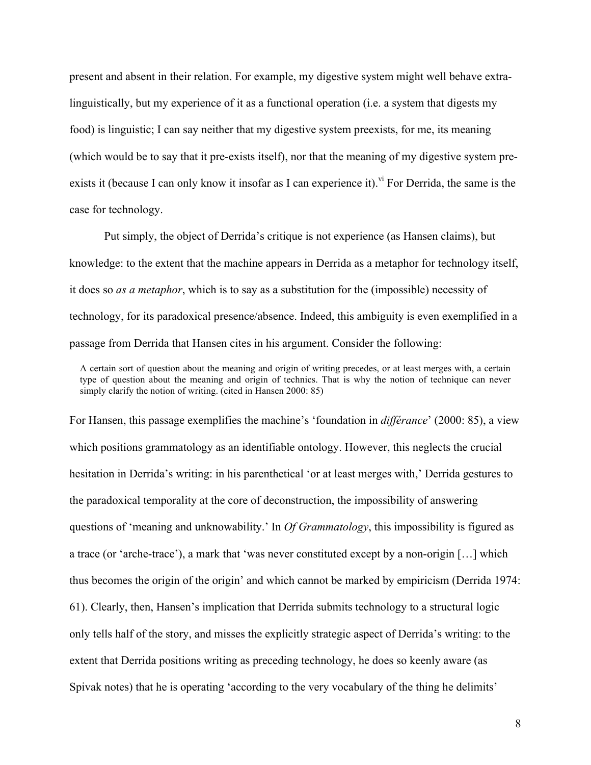present and absent in their relation. For example, my digestive system might well behave extra-linguistically, but my experience of it as a functional operation (i.e. a system that digests my food) is linguistic; I can say neither that my digestive system preexists, for me, its meaning (which would be to say that it pre-exists itself), nor that the meaning of my digestive system pre-exists it (because I can only know it insofar as I can experience it).[vi] For Derrida, the same is the case for technology.

Put simply, the object of Derrida's critique is not experience (as Hansen claims), but knowledge: to the extent that the machine appears in Derrida as a metaphor for technology itself, it does so *as a metaphor*, which is to say as a substitution for the (impossible) necessity of technology, for its paradoxical presence/absence. Indeed, this ambiguity is even exemplified in a passage from Derrida that Hansen cites in his argument. Consider the following:

> A certain sort of question about the meaning and origin of writing precedes, or at least merges with, a certain type of question about the meaning and origin of technics. That is why the notion of technique can never simply clarify the notion of writing. (cited in Hansen 2000: 85)

For Hansen, this passage exemplifies the machine's 'foundation in *différance*' (2000: 85), a view which positions grammatology as an identifiable ontology. However, this neglects the crucial hesitation in Derrida's writing: in his parenthetical 'or at least merges with,' Derrida gestures to the paradoxical temporality at the core of deconstruction, the impossibility of answering questions of 'meaning and unknowability.' In *Of Grammatology*, this impossibility is figured as a trace (or 'arche-trace'), a mark that 'was never constituted except by a non-origin […] which thus becomes the origin of the origin' and which cannot be marked by empiricism (Derrida 1974: 61). Clearly, then, Hansen's implication that Derrida submits technology to a structural logic only tells half of the story, and misses the explicitly strategic aspect of Derrida's writing: to the extent that Derrida positions writing as preceding technology, he does so keenly aware (as Spivak notes) that he is operating 'according to the very vocabulary of the thing he delimits'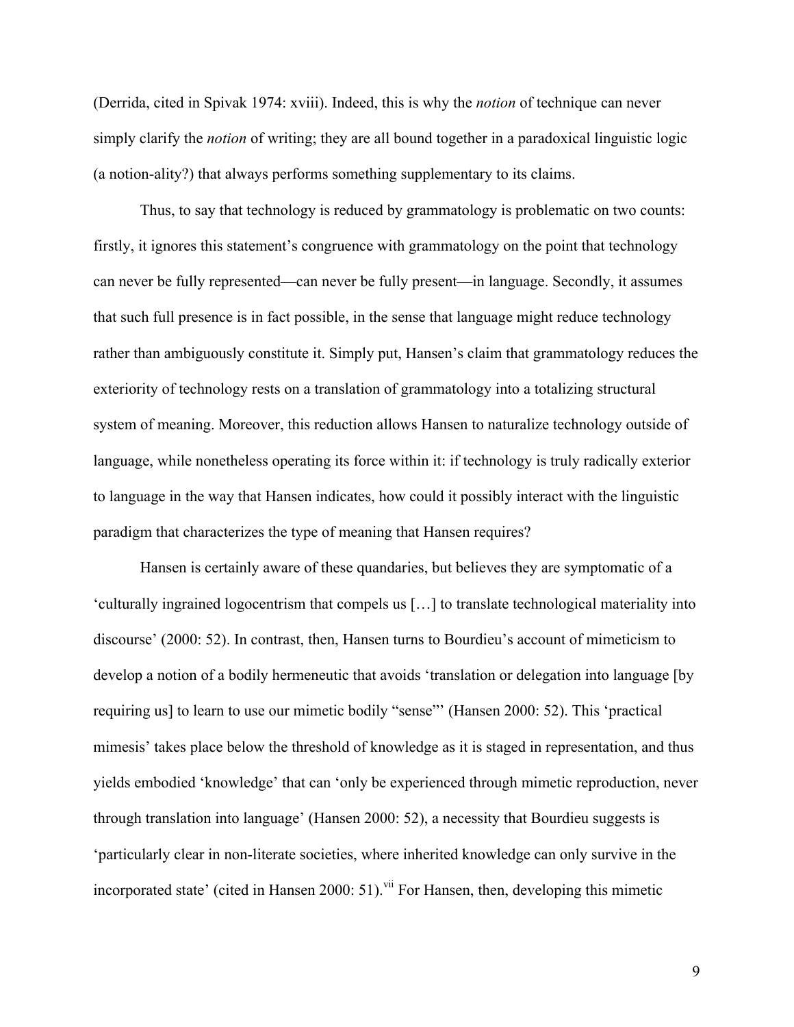(Derrida, cited in Spivak 1974: xviii). Indeed, this is why the *notion* of technique can never simply clarify the *notion* of writing; they are all bound together in a paradoxical linguistic logic (a notion-ality?) that always performs something supplementary to its claims.

Thus, to say that technology is reduced by grammatology is problematic on two counts: firstly, it ignores this statement's congruence with grammatology on the point that technology can never be fully represented—can never be fully present—in language. Secondly, it assumes that such full presence is in fact possible, in the sense that language might reduce technology rather than ambiguously constitute it. Simply put, Hansen's claim that grammatology reduces the exteriority of technology rests on a translation of grammatology into a totalizing structural system of meaning. Moreover, this reduction allows Hansen to naturalize technology outside of language, while nonetheless operating its force within it: if technology is truly radically exterior to language in the way that Hansen indicates, how could it possibly interact with the linguistic paradigm that characterizes the type of meaning that Hansen requires?

Hansen is certainly aware of these quandaries, but believes they are symptomatic of a 'culturally ingrained logocentrism that compels us […] to translate technological materiality into discourse' (2000: 52). In contrast, then, Hansen turns to Bourdieu's account of mimeticism to develop a notion of a bodily hermeneutic that avoids 'translation or delegation into language [by requiring us] to learn to use our mimetic bodily "sense"' (Hansen 2000: 52). This 'practical mimesis' takes place below the threshold of knowledge as it is staged in representation, and thus yields embodied 'knowledge' that can 'only be experienced through mimetic reproduction, never through translation into language' (Hansen 2000: 52), a necessity that Bourdieu suggests is 'particularly clear in non-literate societies, where inherited knowledge can only survive in the incorporated state' (cited in Hansen 2000: 51).[vii] For Hansen, then, developing this mimetic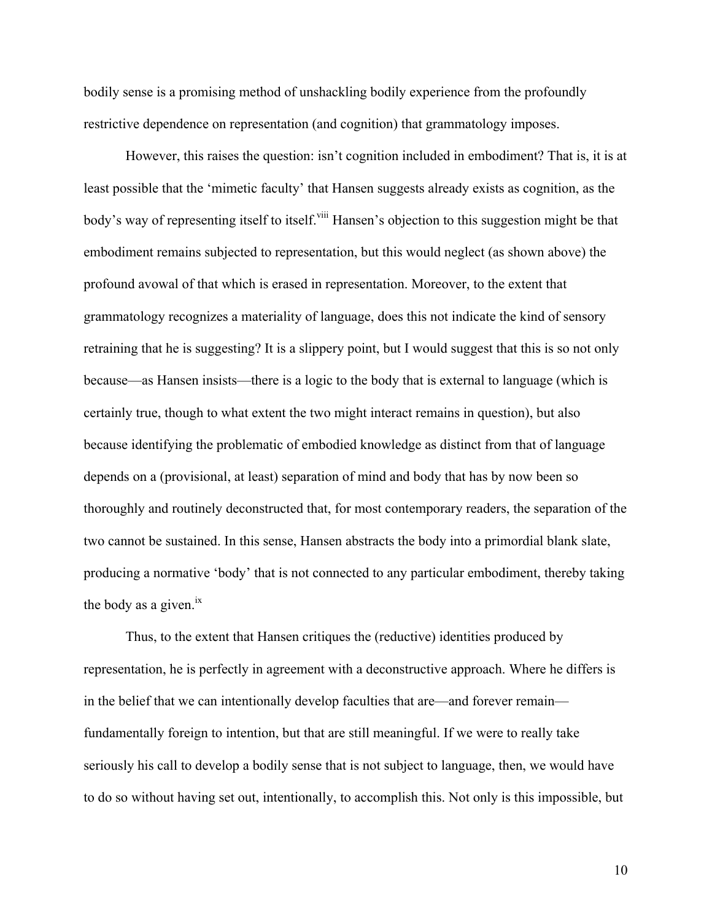bodily sense is a promising method of unshackling bodily experience from the profoundly restrictive dependence on representation (and cognition) that grammatology imposes.

However, this raises the question: isn't cognition included in embodiment? That is, it is at least possible that the 'mimetic faculty' that Hansen suggests already exists as cognition, as the body's way of representing itself to itself.[viii] Hansen's objection to this suggestion might be that embodiment remains subjected to representation, but this would neglect (as shown above) the profound avowal of that which is erased in representation. Moreover, to the extent that grammatology recognizes a materiality of language, does this not indicate the kind of sensory retraining that he is suggesting? It is a slippery point, but I would suggest that this is so not only because—as Hansen insists—there is a logic to the body that is external to language (which is certainly true, though to what extent the two might interact remains in question), but also because identifying the problematic of embodied knowledge as distinct from that of language depends on a (provisional, at least) separation of mind and body that has by now been so thoroughly and routinely deconstructed that, for most contemporary readers, the separation of the two cannot be sustained. In this sense, Hansen abstracts the body into a primordial blank slate, producing a normative 'body' that is not connected to any particular embodiment, thereby taking the body as a given.[ix]

Thus, to the extent that Hansen critiques the (reductive) identities produced by representation, he is perfectly in agreement with a deconstructive approach. Where he differs is in the belief that we can intentionally develop faculties that are—and forever remain—fundamentally foreign to intention, but that are still meaningful. If we were to really take seriously his call to develop a bodily sense that is not subject to language, then, we would have to do so without having set out, intentionally, to accomplish this. Not only is this impossible, but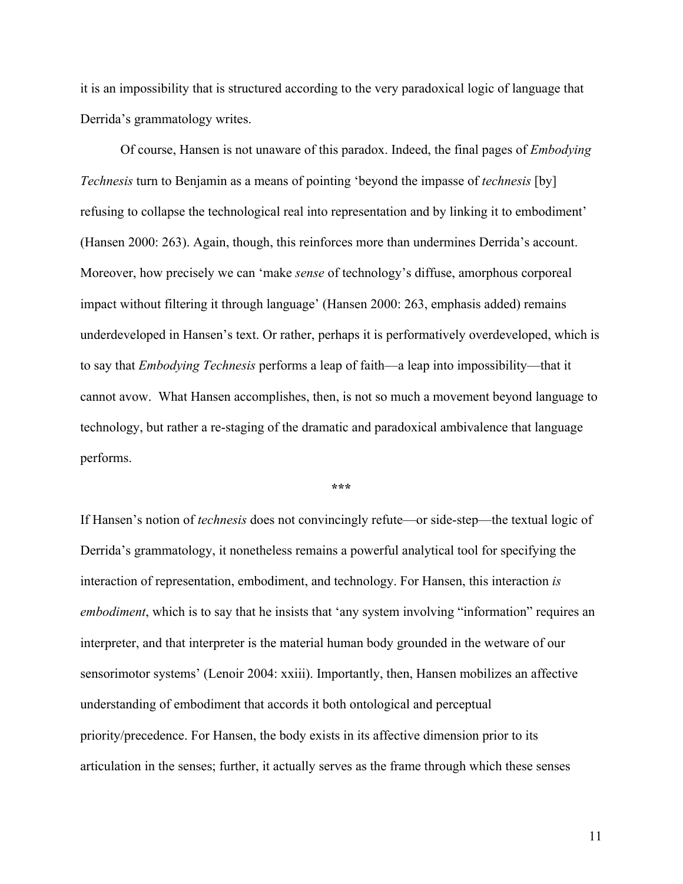it is an impossibility that is structured according to the very paradoxical logic of language that Derrida's grammatology writes.

Of course, Hansen is not unaware of this paradox. Indeed, the final pages of *Embodying Technesis* turn to Benjamin as a means of pointing 'beyond the impasse of *technesis* [by] refusing to collapse the technological real into representation and by linking it to embodiment' (Hansen 2000: 263). Again, though, this reinforces more than undermines Derrida's account. Moreover, how precisely we can 'make *sense* of technology's diffuse, amorphous corporeal impact without filtering it through language' (Hansen 2000: 263, emphasis added) remains underdeveloped in Hansen's text. Or rather, perhaps it is performatively overdeveloped, which is to say that *Embodying Technesis* performs a leap of faith—a leap into impossibility—that it cannot avow. What Hansen accomplishes, then, is not so much a movement beyond language to technology, but rather a re-staging of the dramatic and paradoxical ambivalence that language performs.

***

If Hansen's notion of *technesis* does not convincingly refute—or side-step—the textual logic of Derrida's grammatology, it nonetheless remains a powerful analytical tool for specifying the interaction of representation, embodiment, and technology. For Hansen, this interaction *is embodiment*, which is to say that he insists that 'any system involving "information" requires an interpreter, and that interpreter is the material human body grounded in the wetware of our sensorimotor systems' (Lenoir 2004: xxiii). Importantly, then, Hansen mobilizes an affective understanding of embodiment that accords it both ontological and perceptual priority/precedence. For Hansen, the body exists in its affective dimension prior to its articulation in the senses; further, it actually serves as the frame through which these senses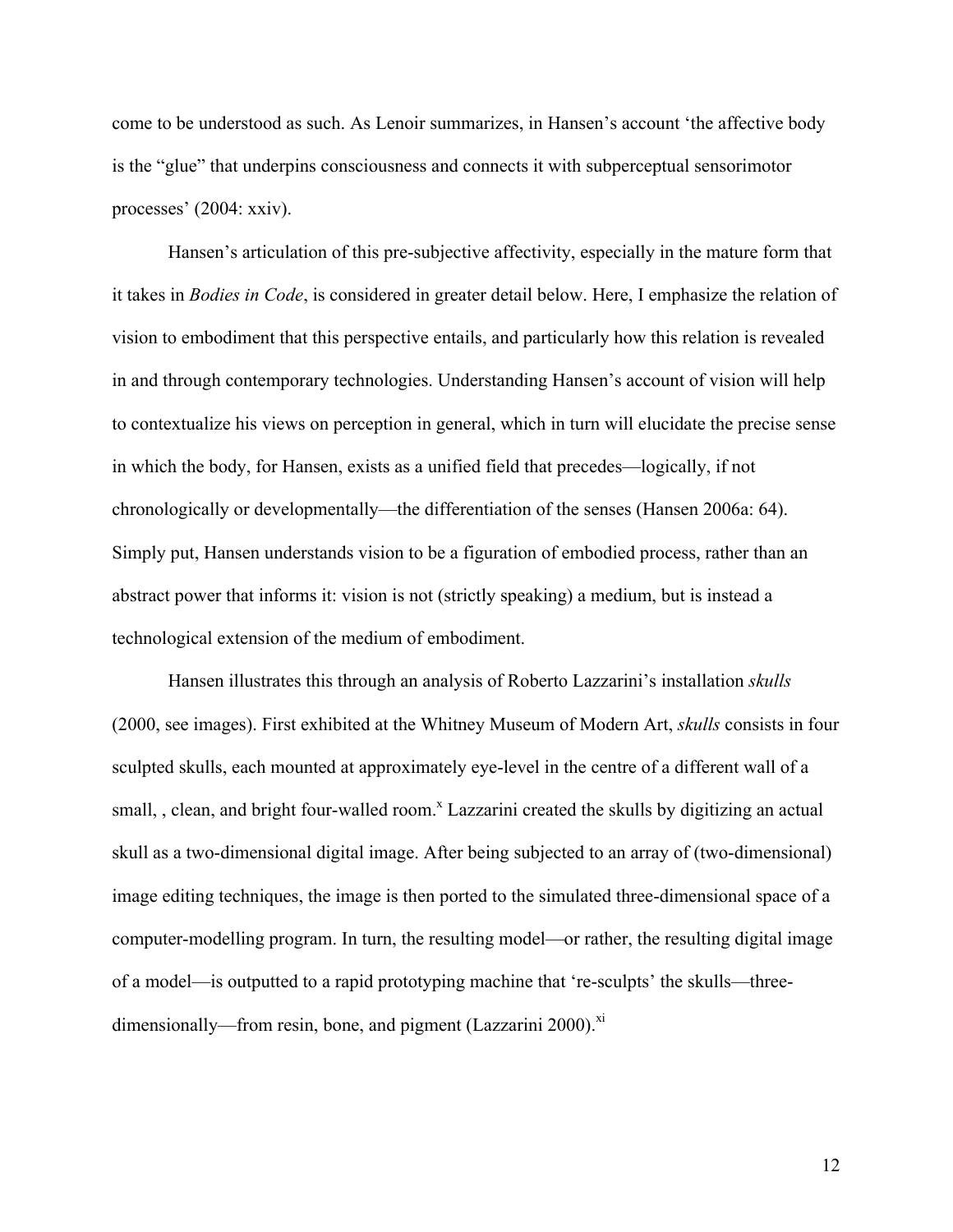come to be understood as such. As Lenoir summarizes, in Hansen's account 'the affective body is the "glue" that underpins consciousness and connects it with subperceptual sensorimotor processes' (2004: xxiv).

Hansen's articulation of this pre-subjective affectivity, especially in the mature form that it takes in *Bodies in Code*, is considered in greater detail below. Here, I emphasize the relation of vision to embodiment that this perspective entails, and particularly how this relation is revealed in and through contemporary technologies. Understanding Hansen's account of vision will help to contextualize his views on perception in general, which in turn will elucidate the precise sense in which the body, for Hansen, exists as a unified field that precedes—logically, if not chronologically or developmentally—the differentiation of the senses (Hansen 2006a: 64). Simply put, Hansen understands vision to be a figuration of embodied process, rather than an abstract power that informs it: vision is not (strictly speaking) a medium, but is instead a technological extension of the medium of embodiment.

Hansen illustrates this through an analysis of Roberto Lazzarini's installation *skulls* (2000, see images). First exhibited at the Whitney Museum of Modern Art, *skulls* consists in four sculpted skulls, each mounted at approximately eye-level in the centre of a different wall of a small, , clean, and bright four-walled room.[x] Lazzarini created the skulls by digitizing an actual skull as a two-dimensional digital image. After being subjected to an array of (two-dimensional) image editing techniques, the image is then ported to the simulated three-dimensional space of a computer-modelling program. In turn, the resulting model—or rather, the resulting digital image of a model—is outputted to a rapid prototyping machine that 're-sculpts' the skulls—three-dimensionally—from resin, bone, and pigment (Lazzarini 2000).[xi]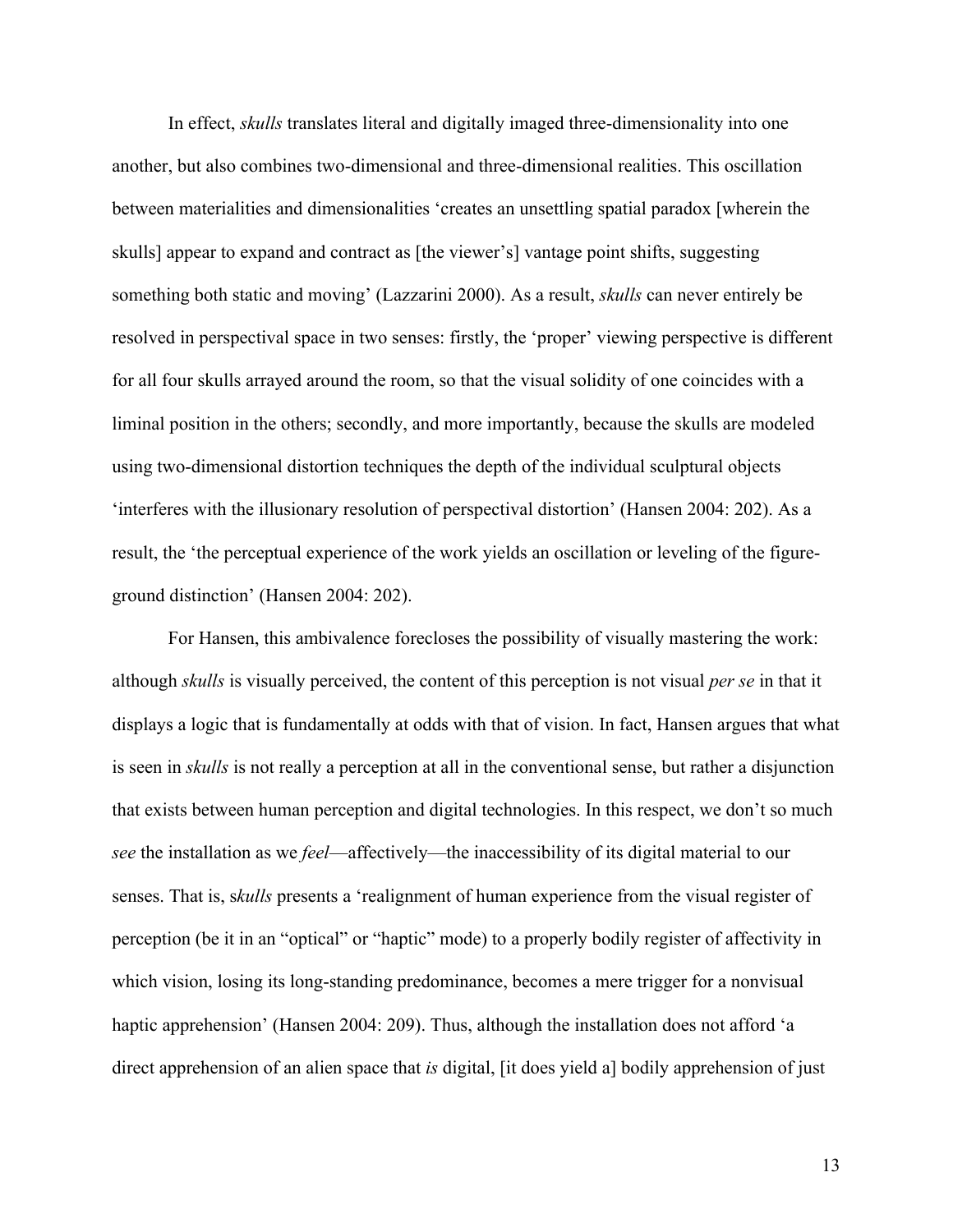In effect, *skulls* translates literal and digitally imaged three-dimensionality into one another, but also combines two-dimensional and three-dimensional realities. This oscillation between materialities and dimensionalities 'creates an unsettling spatial paradox [wherein the skulls] appear to expand and contract as [the viewer's] vantage point shifts, suggesting something both static and moving' (Lazzarini 2000). As a result, *skulls* can never entirely be resolved in perspectival space in two senses: firstly, the 'proper' viewing perspective is different for all four skulls arrayed around the room, so that the visual solidity of one coincides with a liminal position in the others; secondly, and more importantly, because the skulls are modeled using two-dimensional distortion techniques the depth of the individual sculptural objects 'interferes with the illusionary resolution of perspectival distortion' (Hansen 2004: 202). As a result, the 'the perceptual experience of the work yields an oscillation or leveling of the figure-ground distinction' (Hansen 2004: 202).

For Hansen, this ambivalence forecloses the possibility of visually mastering the work: although *skulls* is visually perceived, the content of this perception is not visual *per se* in that it displays a logic that is fundamentally at odds with that of vision. In fact, Hansen argues that what is seen in *skulls* is not really a perception at all in the conventional sense, but rather a disjunction that exists between human perception and digital technologies. In this respect, we don't so much *see* the installation as we *feel*—affectively—the inaccessibility of its digital material to our senses. That is, s*kulls* presents a 'realignment of human experience from the visual register of perception (be it in an "optical" or "haptic" mode) to a properly bodily register of affectivity in which vision, losing its long-standing predominance, becomes a mere trigger for a nonvisual haptic apprehension' (Hansen 2004: 209). Thus, although the installation does not afford 'a direct apprehension of an alien space that *is* digital, [it does yield a] bodily apprehension of just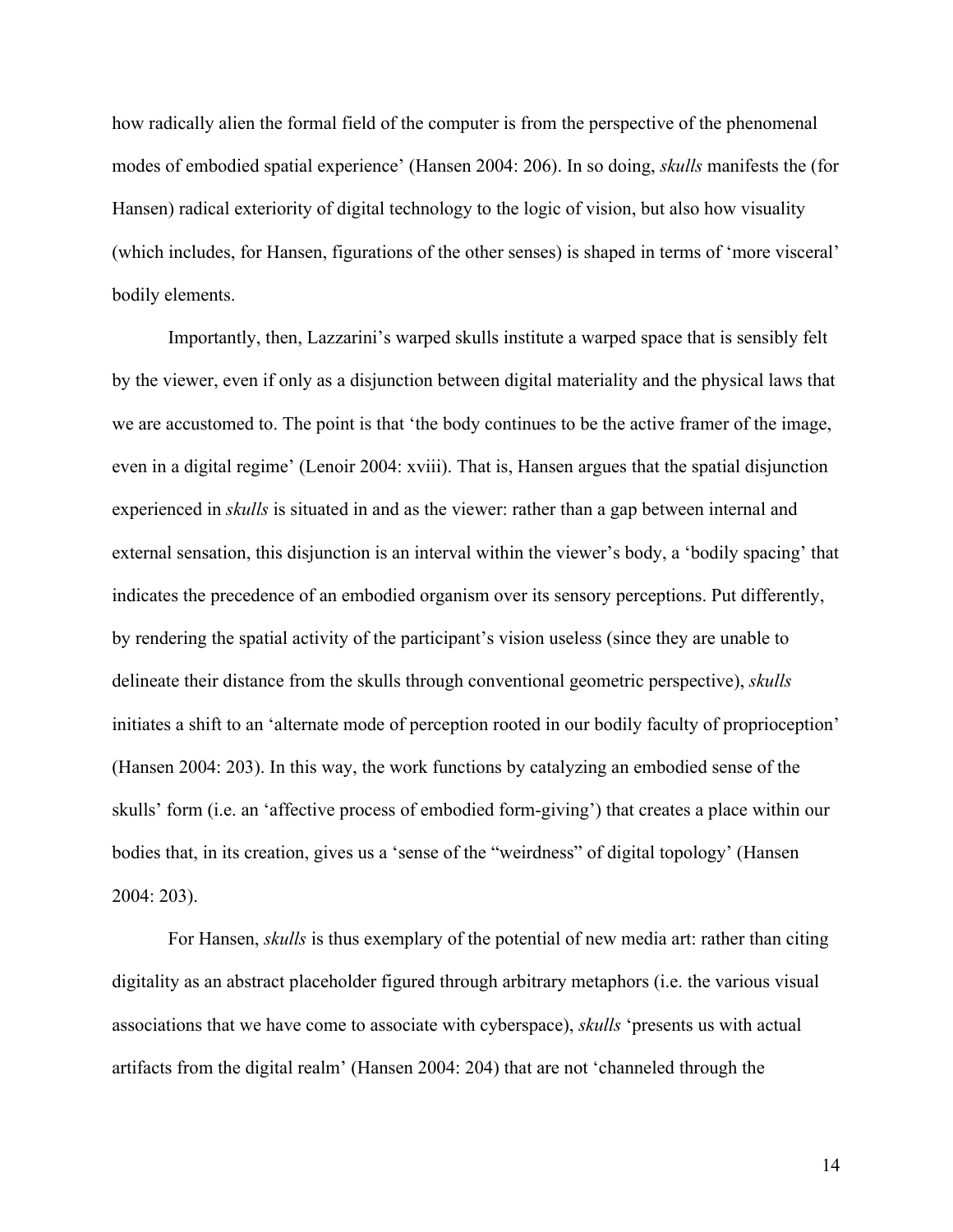how radically alien the formal field of the computer is from the perspective of the phenomenal modes of embodied spatial experience' (Hansen 2004: 206). In so doing, *skulls* manifests the (for Hansen) radical exteriority of digital technology to the logic of vision, but also how visuality (which includes, for Hansen, figurations of the other senses) is shaped in terms of 'more visceral' bodily elements.

Importantly, then, Lazzarini's warped skulls institute a warped space that is sensibly felt by the viewer, even if only as a disjunction between digital materiality and the physical laws that we are accustomed to. The point is that 'the body continues to be the active framer of the image, even in a digital regime' (Lenoir 2004: xviii). That is, Hansen argues that the spatial disjunction experienced in *skulls* is situated in and as the viewer: rather than a gap between internal and external sensation, this disjunction is an interval within the viewer's body, a 'bodily spacing' that indicates the precedence of an embodied organism over its sensory perceptions. Put differently, by rendering the spatial activity of the participant's vision useless (since they are unable to delineate their distance from the skulls through conventional geometric perspective), *skulls* initiates a shift to an 'alternate mode of perception rooted in our bodily faculty of proprioception' (Hansen 2004: 203). In this way, the work functions by catalyzing an embodied sense of the skulls' form (i.e. an 'affective process of embodied form-giving') that creates a place within our bodies that, in its creation, gives us a 'sense of the "weirdness" of digital topology' (Hansen 2004: 203).

For Hansen, *skulls* is thus exemplary of the potential of new media art: rather than citing digitality as an abstract placeholder figured through arbitrary metaphors (i.e. the various visual associations that we have come to associate with cyberspace), *skulls* 'presents us with actual artifacts from the digital realm' (Hansen 2004: 204) that are not 'channeled through the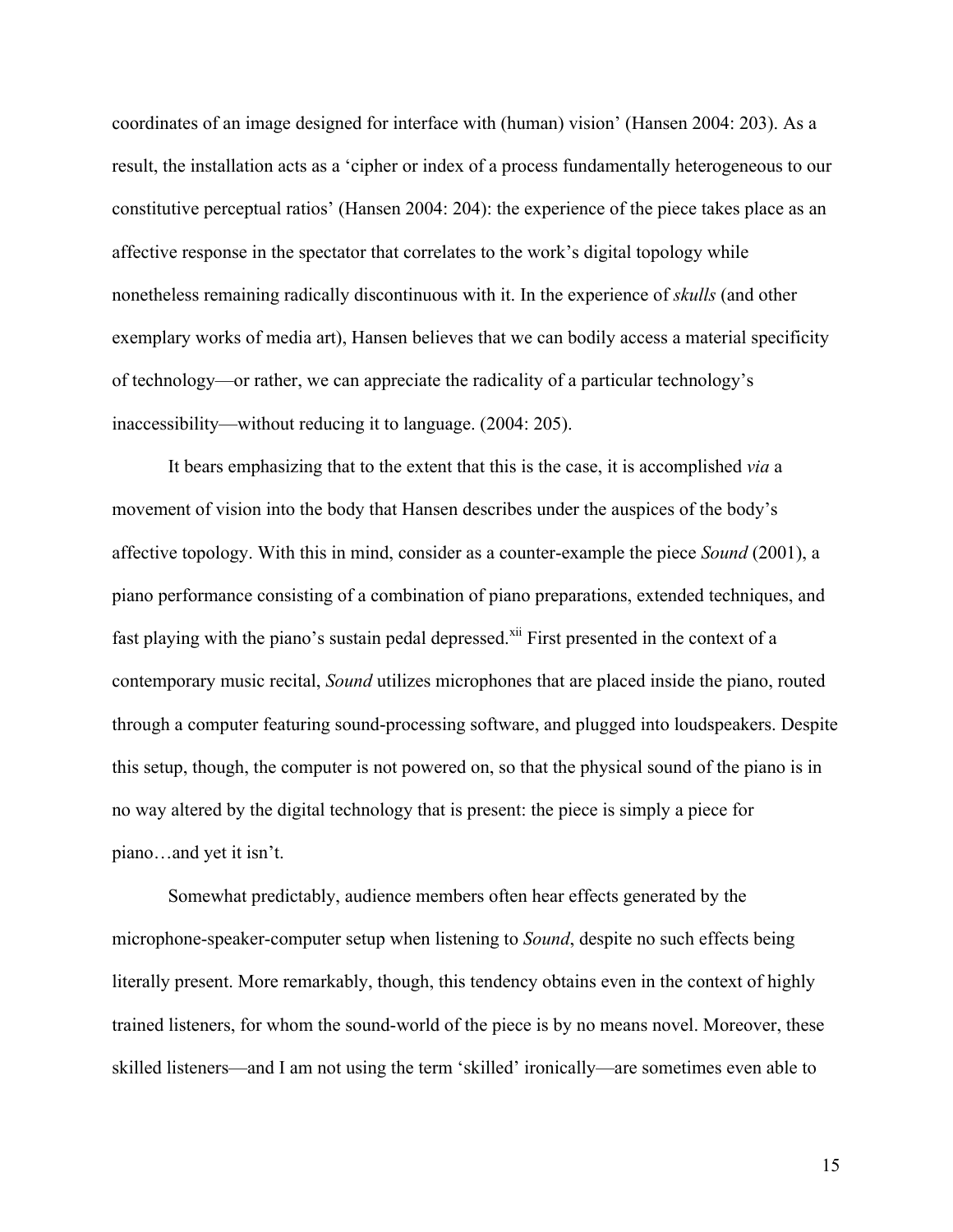coordinates of an image designed for interface with (human) vision' (Hansen 2004: 203). As a result, the installation acts as a 'cipher or index of a process fundamentally heterogeneous to our constitutive perceptual ratios' (Hansen 2004: 204): the experience of the piece takes place as an affective response in the spectator that correlates to the work's digital topology while nonetheless remaining radically discontinuous with it. In the experience of *skulls* (and other exemplary works of media art), Hansen believes that we can bodily access a material specificity of technology—or rather, we can appreciate the radicality of a particular technology's inaccessibility—without reducing it to language. (2004: 205).

It bears emphasizing that to the extent that this is the case, it is accomplished *via* a movement of vision into the body that Hansen describes under the auspices of the body's affective topology. With this in mind, consider as a counter-example the piece *Sound* (2001), a piano performance consisting of a combination of piano preparations, extended techniques, and fast playing with the piano's sustain pedal depressed.[xii] First presented in the context of a contemporary music recital, *Sound* utilizes microphones that are placed inside the piano, routed through a computer featuring sound-processing software, and plugged into loudspeakers. Despite this setup, though, the computer is not powered on, so that the physical sound of the piano is in no way altered by the digital technology that is present: the piece is simply a piece for piano…and yet it isn't.

Somewhat predictably, audience members often hear effects generated by the microphone-speaker-computer setup when listening to *Sound*, despite no such effects being literally present. More remarkably, though, this tendency obtains even in the context of highly trained listeners, for whom the sound-world of the piece is by no means novel. Moreover, these skilled listeners—and I am not using the term 'skilled' ironically—are sometimes even able to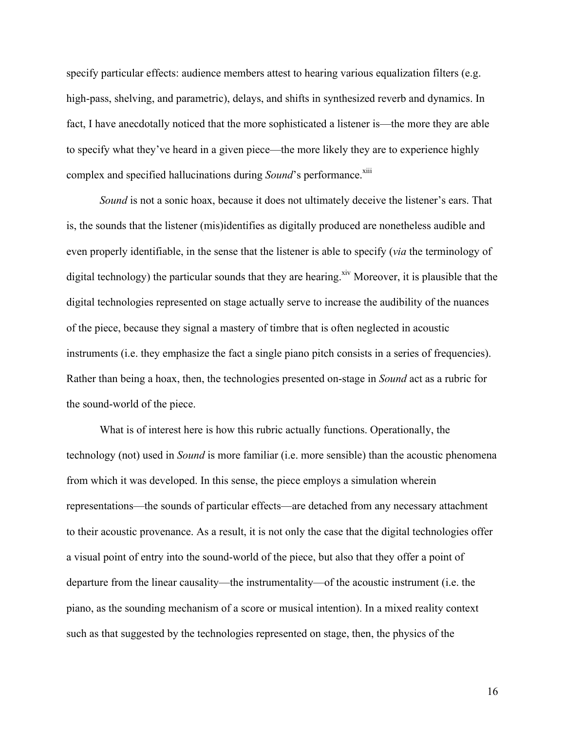specify particular effects: audience members attest to hearing various equalization filters (e.g. high-pass, shelving, and parametric), delays, and shifts in synthesized reverb and dynamics. In fact, I have anecdotally noticed that the more sophisticated a listener is—the more they are able to specify what they've heard in a given piece—the more likely they are to experience highly complex and specified hallucinations during *Sound*'s performance.[xiii]

*Sound* is not a sonic hoax, because it does not ultimately deceive the listener's ears. That is, the sounds that the listener (mis)identifies as digitally produced are nonetheless audible and even properly identifiable, in the sense that the listener is able to specify (*via* the terminology of digital technology) the particular sounds that they are hearing.[xiv] Moreover, it is plausible that the digital technologies represented on stage actually serve to increase the audibility of the nuances of the piece, because they signal a mastery of timbre that is often neglected in acoustic instruments (i.e. they emphasize the fact a single piano pitch consists in a series of frequencies). Rather than being a hoax, then, the technologies presented on-stage in *Sound* act as a rubric for the sound-world of the piece.

What is of interest here is how this rubric actually functions. Operationally, the technology (not) used in *Sound* is more familiar (i.e. more sensible) than the acoustic phenomena from which it was developed. In this sense, the piece employs a simulation wherein representations—the sounds of particular effects—are detached from any necessary attachment to their acoustic provenance. As a result, it is not only the case that the digital technologies offer a visual point of entry into the sound-world of the piece, but also that they offer a point of departure from the linear causality—the instrumentality—of the acoustic instrument (i.e. the piano, as the sounding mechanism of a score or musical intention). In a mixed reality context such as that suggested by the technologies represented on stage, then, the physics of the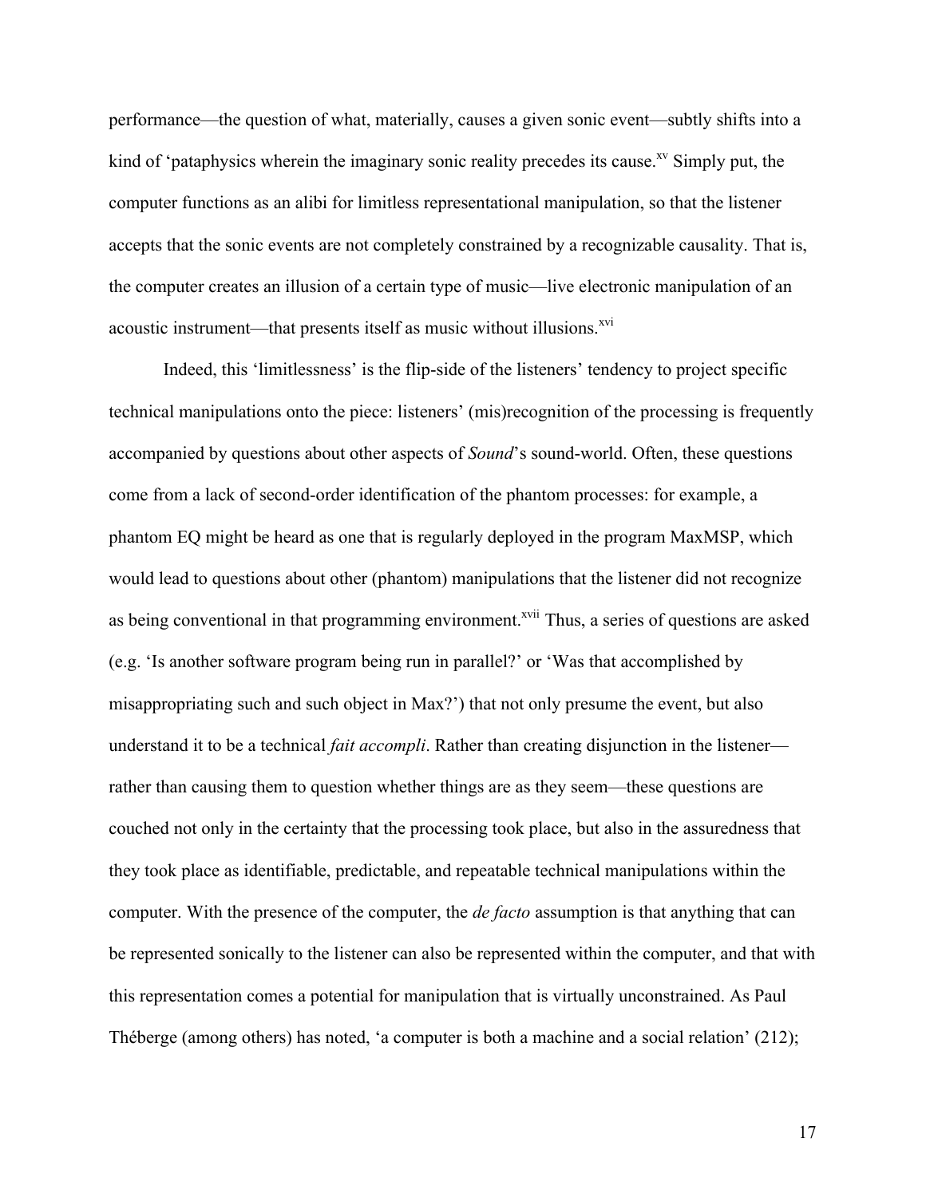performance—the question of what, materially, causes a given sonic event—subtly shifts into a kind of 'pataphysics wherein the imaginary sonic reality precedes its cause.[xv] Simply put, the computer functions as an alibi for limitless representational manipulation, so that the listener accepts that the sonic events are not completely constrained by a recognizable causality. That is, the computer creates an illusion of a certain type of music—live electronic manipulation of an acoustic instrument—that presents itself as music without illusions.[xvi]

Indeed, this 'limitlessness' is the flip-side of the listeners' tendency to project specific technical manipulations onto the piece: listeners' (mis)recognition of the processing is frequently accompanied by questions about other aspects of *Sound*'s sound-world. Often, these questions come from a lack of second-order identification of the phantom processes: for example, a phantom EQ might be heard as one that is regularly deployed in the program MaxMSP, which would lead to questions about other (phantom) manipulations that the listener did not recognize as being conventional in that programming environment.[xvii] Thus, a series of questions are asked (e.g. 'Is another software program being run in parallel?' or 'Was that accomplished by misappropriating such and such object in Max?') that not only presume the event, but also understand it to be a technical *fait accompli*. Rather than creating disjunction in the listener—rather than causing them to question whether things are as they seem—these questions are couched not only in the certainty that the processing took place, but also in the assuredness that they took place as identifiable, predictable, and repeatable technical manipulations within the computer. With the presence of the computer, the *de facto* assumption is that anything that can be represented sonically to the listener can also be represented within the computer, and that with this representation comes a potential for manipulation that is virtually unconstrained. As Paul Théberge (among others) has noted, 'a computer is both a machine and a social relation' (212);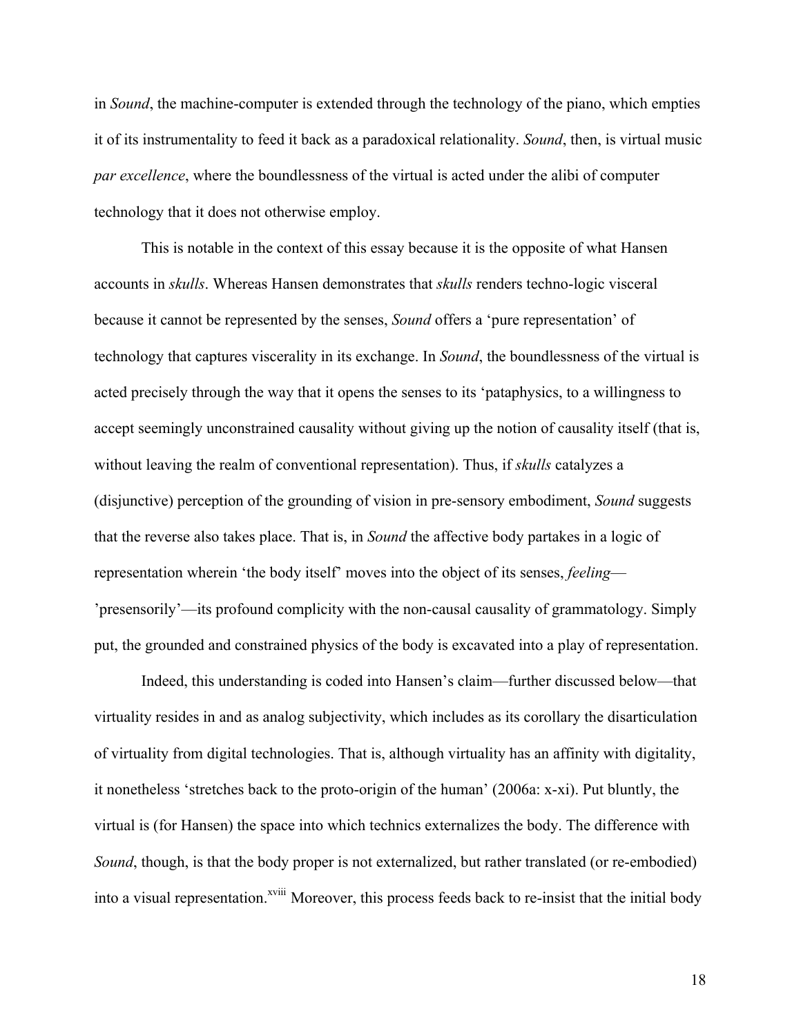in *Sound*, the machine-computer is extended through the technology of the piano, which empties it of its instrumentality to feed it back as a paradoxical relationality. *Sound*, then, is virtual music *par excellence*, where the boundlessness of the virtual is acted under the alibi of computer technology that it does not otherwise employ.

This is notable in the context of this essay because it is the opposite of what Hansen accounts in *skulls*. Whereas Hansen demonstrates that *skulls* renders techno-logic visceral because it cannot be represented by the senses, *Sound* offers a 'pure representation' of technology that captures viscerality in its exchange. In *Sound*, the boundlessness of the virtual is acted precisely through the way that it opens the senses to its 'pataphysics, to a willingness to accept seemingly unconstrained causality without giving up the notion of causality itself (that is, without leaving the realm of conventional representation). Thus, if *skulls* catalyzes a (disjunctive) perception of the grounding of vision in pre-sensory embodiment, *Sound* suggests that the reverse also takes place. That is, in *Sound* the affective body partakes in a logic of representation wherein 'the body itself' moves into the object of its senses, *feeling*—'presensorily'—its profound complicity with the non-causal causality of grammatology. Simply put, the grounded and constrained physics of the body is excavated into a play of representation.

Indeed, this understanding is coded into Hansen's claim—further discussed below—that virtuality resides in and as analog subjectivity, which includes as its corollary the disarticulation of virtuality from digital technologies. That is, although virtuality has an affinity with digitality, it nonetheless 'stretches back to the proto-origin of the human' (2006a: x-xi). Put bluntly, the virtual is (for Hansen) the space into which technics externalizes the body. The difference with *Sound*, though, is that the body proper is not externalized, but rather translated (or re-embodied) into a visual representation.[xviii] Moreover, this process feeds back to re-insist that the initial body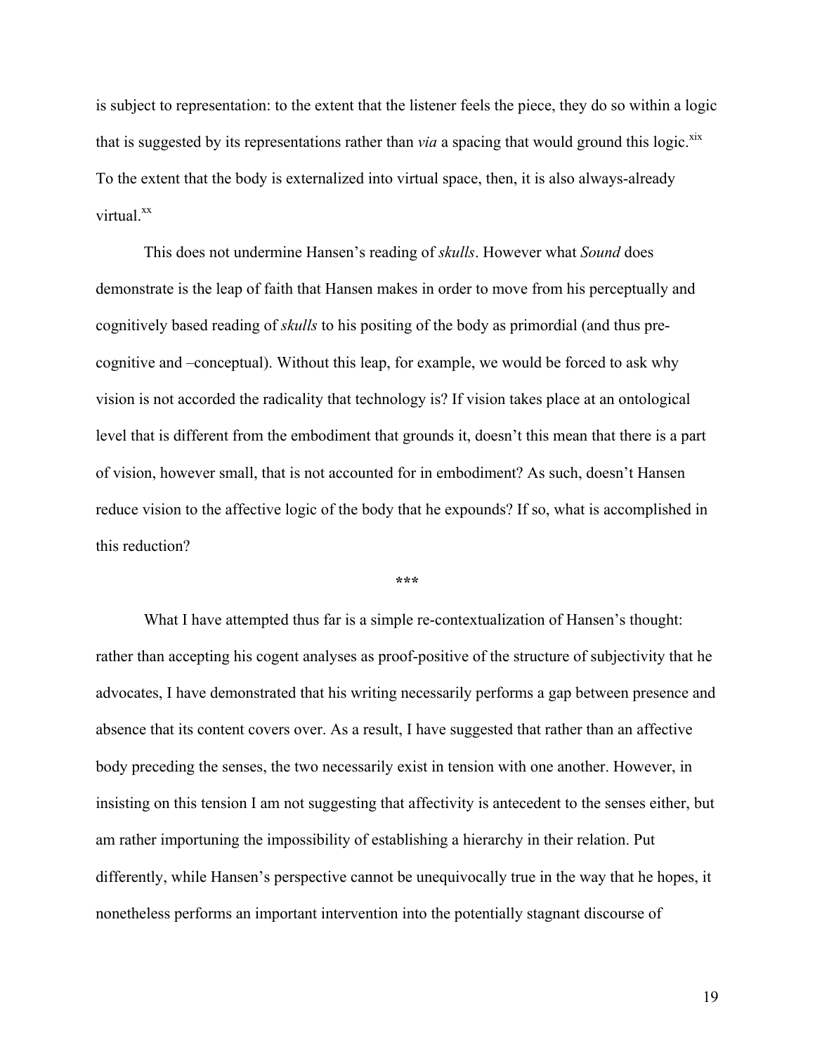is subject to representation: to the extent that the listener feels the piece, they do so within a logic that is suggested by its representations rather than *via* a spacing that would ground this logic.[xix] To the extent that the body is externalized into virtual space, then, it is also always-already virtual.[xx]

This does not undermine Hansen's reading of *skulls*. However what *Sound* does demonstrate is the leap of faith that Hansen makes in order to move from his perceptually and cognitively based reading of *skulls* to his positing of the body as primordial (and thus pre-cognitive and –conceptual). Without this leap, for example, we would be forced to ask why vision is not accorded the radicality that technology is? If vision takes place at an ontological level that is different from the embodiment that grounds it, doesn't this mean that there is a part of vision, however small, that is not accounted for in embodiment? As such, doesn't Hansen reduce vision to the affective logic of the body that he expounds? If so, what is accomplished in this reduction?

***

What I have attempted thus far is a simple re-contextualization of Hansen's thought: rather than accepting his cogent analyses as proof-positive of the structure of subjectivity that he advocates, I have demonstrated that his writing necessarily performs a gap between presence and absence that its content covers over. As a result, I have suggested that rather than an affective body preceding the senses, the two necessarily exist in tension with one another. However, in insisting on this tension I am not suggesting that affectivity is antecedent to the senses either, but am rather importuning the impossibility of establishing a hierarchy in their relation. Put differently, while Hansen's perspective cannot be unequivocally true in the way that he hopes, it nonetheless performs an important intervention into the potentially stagnant discourse of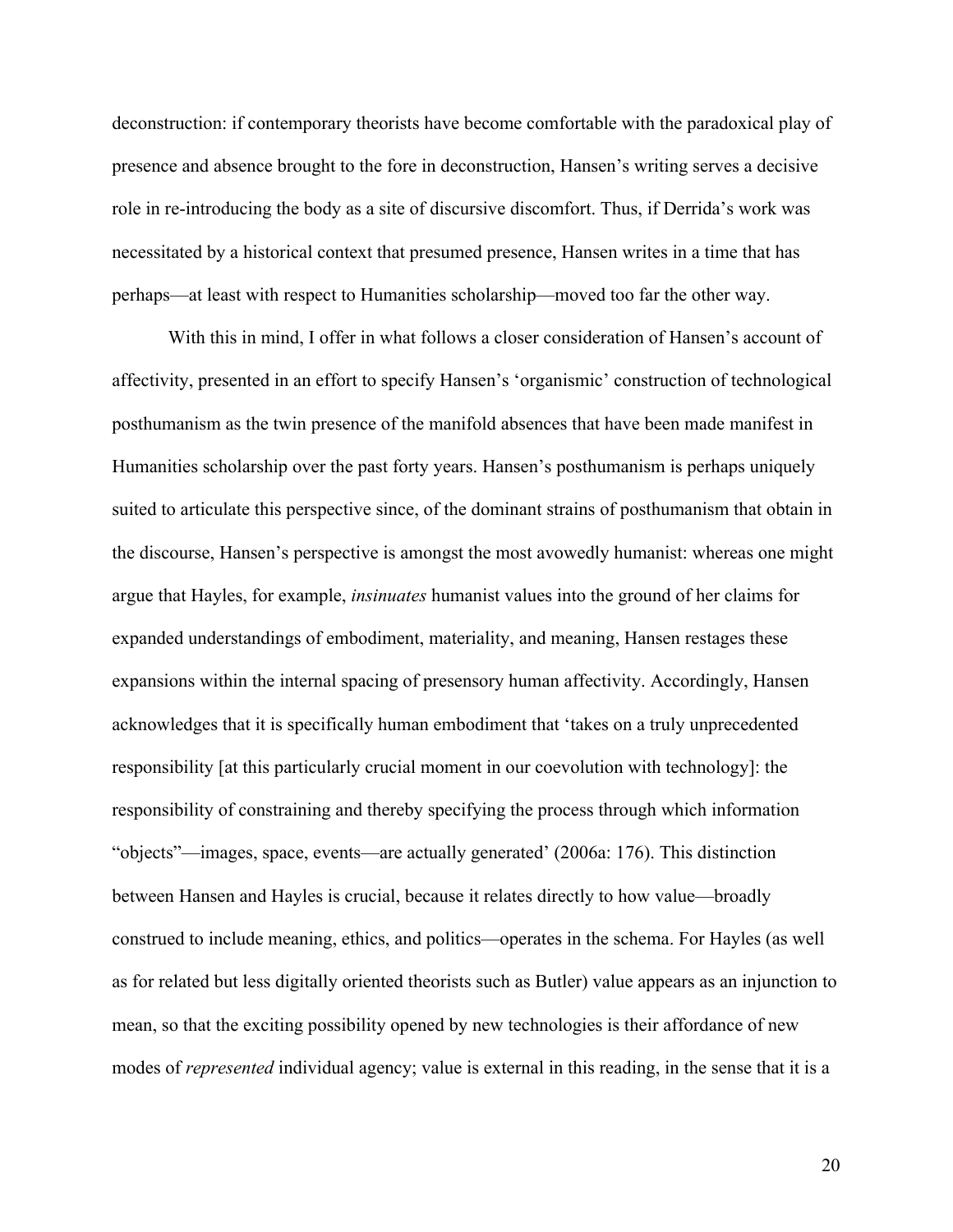deconstruction: if contemporary theorists have become comfortable with the paradoxical play of presence and absence brought to the fore in deconstruction, Hansen's writing serves a decisive role in re-introducing the body as a site of discursive discomfort. Thus, if Derrida's work was necessitated by a historical context that presumed presence, Hansen writes in a time that has perhaps—at least with respect to Humanities scholarship—moved too far the other way.

With this in mind, I offer in what follows a closer consideration of Hansen's account of affectivity, presented in an effort to specify Hansen's 'organismic' construction of technological posthumanism as the twin presence of the manifold absences that have been made manifest in Humanities scholarship over the past forty years. Hansen's posthumanism is perhaps uniquely suited to articulate this perspective since, of the dominant strains of posthumanism that obtain in the discourse, Hansen's perspective is amongst the most avowedly humanist: whereas one might argue that Hayles, for example, *insinuates* humanist values into the ground of her claims for expanded understandings of embodiment, materiality, and meaning, Hansen restages these expansions within the internal spacing of presensory human affectivity. Accordingly, Hansen acknowledges that it is specifically human embodiment that 'takes on a truly unprecedented responsibility [at this particularly crucial moment in our coevolution with technology]: the responsibility of constraining and thereby specifying the process through which information "objects"—images, space, events—are actually generated' (2006a: 176). This distinction between Hansen and Hayles is crucial, because it relates directly to how value—broadly construed to include meaning, ethics, and politics—operates in the schema. For Hayles (as well as for related but less digitally oriented theorists such as Butler) value appears as an injunction to mean, so that the exciting possibility opened by new technologies is their affordance of new modes of *represented* individual agency; value is external in this reading, in the sense that it is a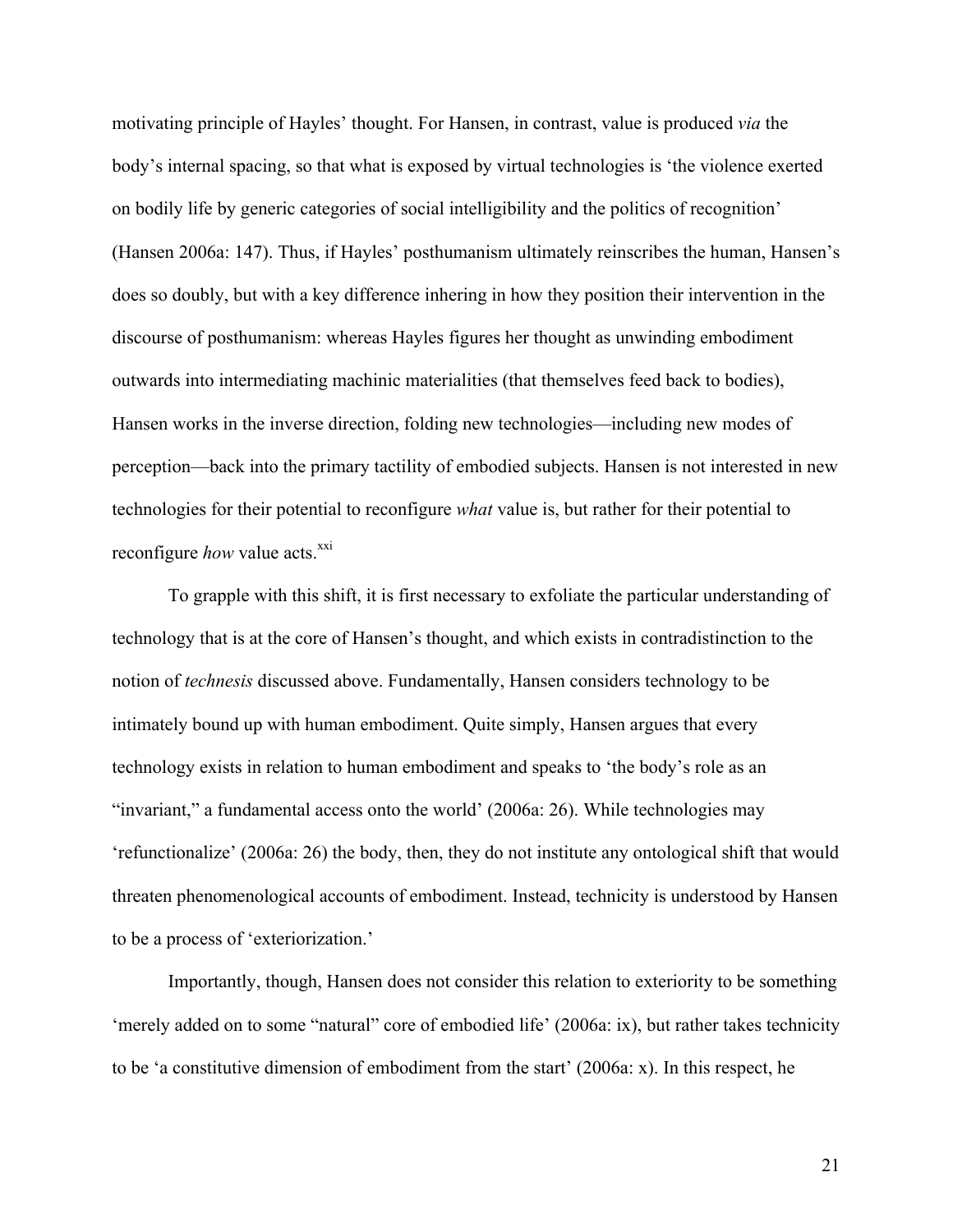motivating principle of Hayles' thought. For Hansen, in contrast, value is produced *via* the body's internal spacing, so that what is exposed by virtual technologies is 'the violence exerted on bodily life by generic categories of social intelligibility and the politics of recognition' (Hansen 2006a: 147). Thus, if Hayles' posthumanism ultimately reinscribes the human, Hansen's does so doubly, but with a key difference inhering in how they position their intervention in the discourse of posthumanism: whereas Hayles figures her thought as unwinding embodiment outwards into intermediating machinic materialities (that themselves feed back to bodies), Hansen works in the inverse direction, folding new technologies—including new modes of perception—back into the primary tactility of embodied subjects. Hansen is not interested in new technologies for their potential to reconfigure *what* value is, but rather for their potential to reconfigure *how* value acts.[xxi]

To grapple with this shift, it is first necessary to exfoliate the particular understanding of technology that is at the core of Hansen's thought, and which exists in contradistinction to the notion of *technesis* discussed above. Fundamentally, Hansen considers technology to be intimately bound up with human embodiment. Quite simply, Hansen argues that every technology exists in relation to human embodiment and speaks to 'the body's role as an "invariant," a fundamental access onto the world' (2006a: 26). While technologies may 'refunctionalize' (2006a: 26) the body, then, they do not institute any ontological shift that would threaten phenomenological accounts of embodiment. Instead, technicity is understood by Hansen to be a process of 'exteriorization.'

Importantly, though, Hansen does not consider this relation to exteriority to be something 'merely added on to some "natural" core of embodied life' (2006a: ix), but rather takes technicity to be 'a constitutive dimension of embodiment from the start' (2006a: x). In this respect, he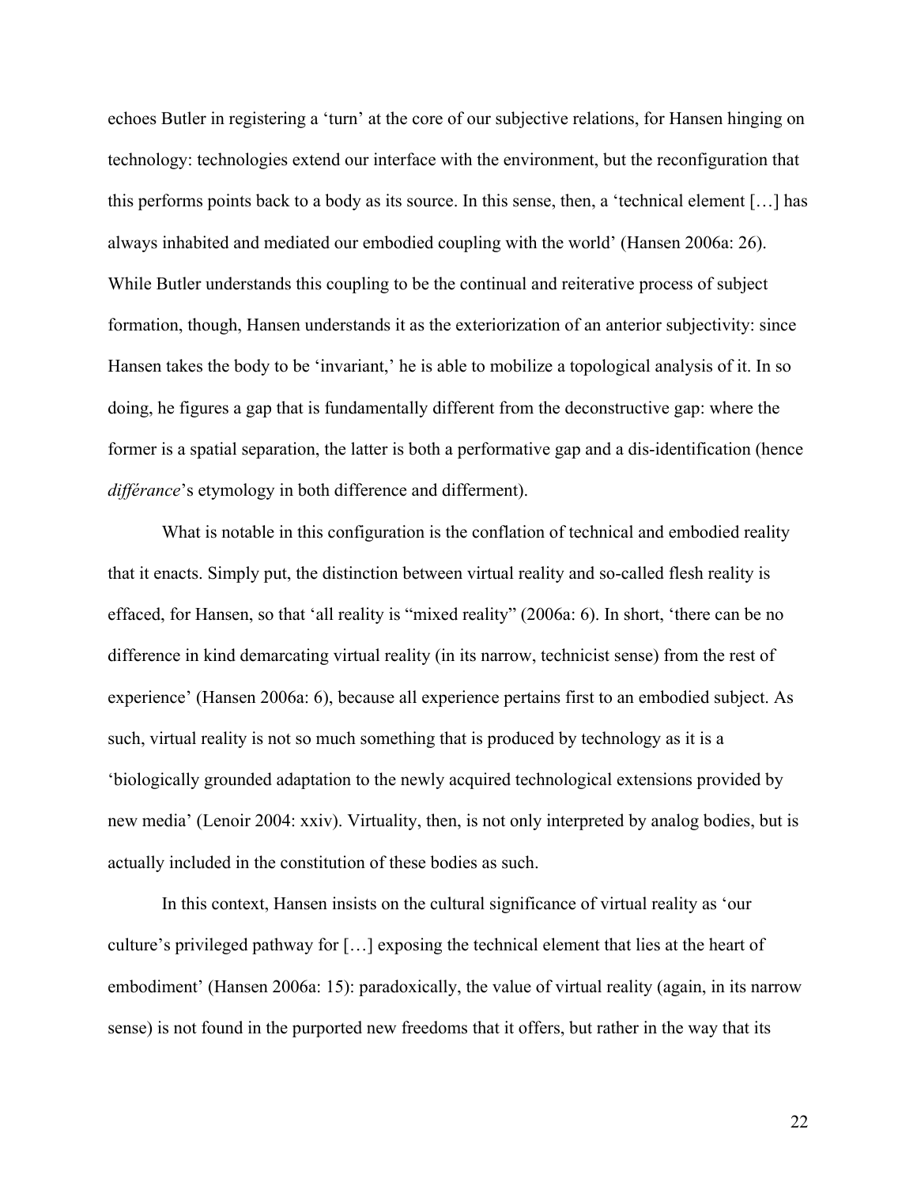echoes Butler in registering a 'turn' at the core of our subjective relations, for Hansen hinging on technology: technologies extend our interface with the environment, but the reconfiguration that this performs points back to a body as its source. In this sense, then, a 'technical element […] has always inhabited and mediated our embodied coupling with the world' (Hansen 2006a: 26). While Butler understands this coupling to be the continual and reiterative process of subject formation, though, Hansen understands it as the exteriorization of an anterior subjectivity: since Hansen takes the body to be 'invariant,' he is able to mobilize a topological analysis of it. In so doing, he figures a gap that is fundamentally different from the deconstructive gap: where the former is a spatial separation, the latter is both a performative gap and a dis-identification (hence *différance*'s etymology in both difference and differment).

What is notable in this configuration is the conflation of technical and embodied reality that it enacts. Simply put, the distinction between virtual reality and so-called flesh reality is effaced, for Hansen, so that 'all reality is "mixed reality"' (2006a: 6). In short, 'there can be no difference in kind demarcating virtual reality (in its narrow, technicist sense) from the rest of experience' (Hansen 2006a: 6), because all experience pertains first to an embodied subject. As such, virtual reality is not so much something that is produced by technology as it is a 'biologically grounded adaptation to the newly acquired technological extensions provided by new media' (Lenoir 2004: xxiv). Virtuality, then, is not only interpreted by analog bodies, but is actually included in the constitution of these bodies as such.

In this context, Hansen insists on the cultural significance of virtual reality as 'our culture's privileged pathway for […] exposing the technical element that lies at the heart of embodiment' (Hansen 2006a: 15): paradoxically, the value of virtual reality (again, in its narrow sense) is not found in the purported new freedoms that it offers, but rather in the way that its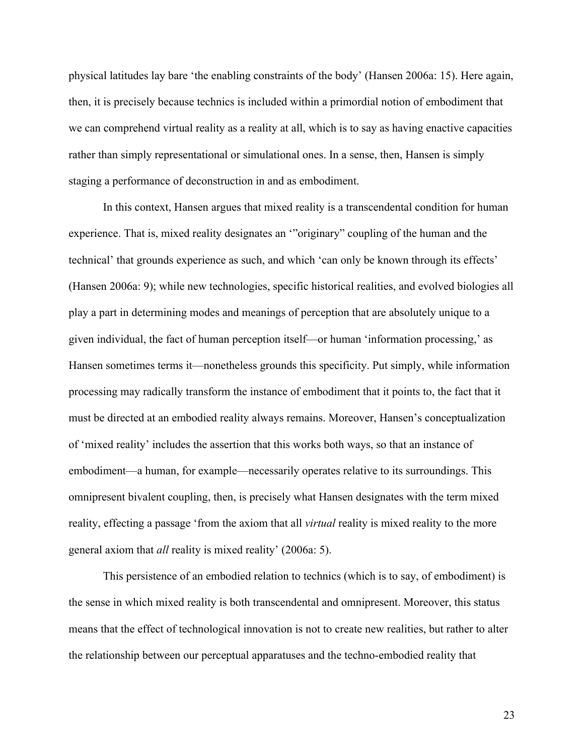physical latitudes lay bare 'the enabling constraints of the body' (Hansen 2006a: 15). Here again, then, it is precisely because technics is included within a primordial notion of embodiment that we can comprehend virtual reality as a reality at all, which is to say as having enactive capacities rather than simply representational or simulational ones. In a sense, then, Hansen is simply staging a performance of deconstruction in and as embodiment.

In this context, Hansen argues that mixed reality is a transcendental condition for human experience. That is, mixed reality designates an '"originary" coupling of the human and the technical' that grounds experience as such, and which 'can only be known through its effects' (Hansen 2006a: 9); while new technologies, specific historical realities, and evolved biologies all play a part in determining modes and meanings of perception that are absolutely unique to a given individual, the fact of human perception itself—or human 'information processing,' as Hansen sometimes terms it—nonetheless grounds this specificity. Put simply, while information processing may radically transform the instance of embodiment that it points to, the fact that it must be directed at an embodied reality always remains. Moreover, Hansen's conceptualization of 'mixed reality' includes the assertion that this works both ways, so that an instance of embodiment—a human, for example—necessarily operates relative to its surroundings. This omnipresent bivalent coupling, then, is precisely what Hansen designates with the term mixed reality, effecting a passage 'from the axiom that all *virtual* reality is mixed reality to the more general axiom that *all* reality is mixed reality' (2006a: 5).

This persistence of an embodied relation to technics (which is to say, of embodiment) is the sense in which mixed reality is both transcendental and omnipresent. Moreover, this status means that the effect of technological innovation is not to create new realities, but rather to alter the relationship between our perceptual apparatuses and the techno-embodied reality that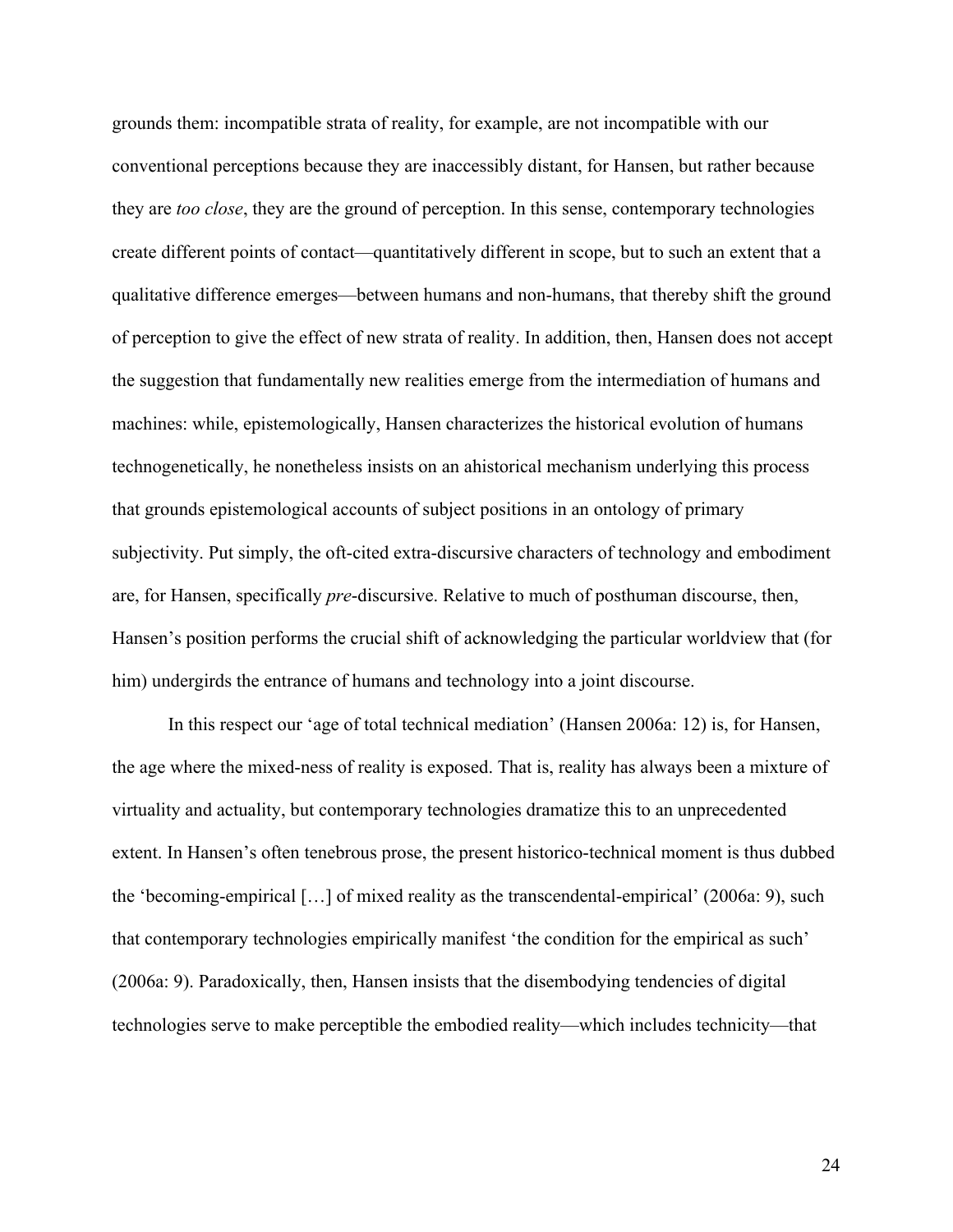grounds them: incompatible strata of reality, for example, are not incompatible with our conventional perceptions because they are inaccessibly distant, for Hansen, but rather because they are *too close*, they are the ground of perception. In this sense, contemporary technologies create different points of contact—quantitatively different in scope, but to such an extent that a qualitative difference emerges—between humans and non-humans, that thereby shift the ground of perception to give the effect of new strata of reality. In addition, then, Hansen does not accept the suggestion that fundamentally new realities emerge from the intermediation of humans and machines: while, epistemologically, Hansen characterizes the historical evolution of humans technogenetically, he nonetheless insists on an ahistorical mechanism underlying this process that grounds epistemological accounts of subject positions in an ontology of primary subjectivity. Put simply, the oft-cited extra-discursive characters of technology and embodiment are, for Hansen, specifically *pre*-discursive. Relative to much of posthuman discourse, then, Hansen's position performs the crucial shift of acknowledging the particular worldview that (for him) undergirds the entrance of humans and technology into a joint discourse.

In this respect our 'age of total technical mediation' (Hansen 2006a: 12) is, for Hansen, the age where the mixed-ness of reality is exposed. That is, reality has always been a mixture of virtuality and actuality, but contemporary technologies dramatize this to an unprecedented extent. In Hansen's often tenebrous prose, the present historico-technical moment is thus dubbed the 'becoming-empirical […] of mixed reality as the transcendental-empirical' (2006a: 9), such that contemporary technologies empirically manifest 'the condition for the empirical as such' (2006a: 9). Paradoxically, then, Hansen insists that the disembodying tendencies of digital technologies serve to make perceptible the embodied reality—which includes technicity—that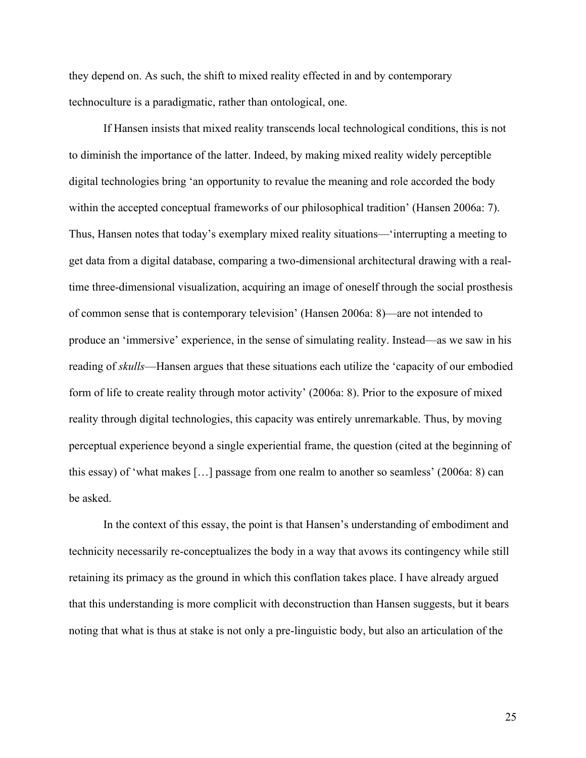they depend on. As such, the shift to mixed reality effected in and by contemporary technoculture is a paradigmatic, rather than ontological, one.

If Hansen insists that mixed reality transcends local technological conditions, this is not to diminish the importance of the latter. Indeed, by making mixed reality widely perceptible digital technologies bring 'an opportunity to revalue the meaning and role accorded the body within the accepted conceptual frameworks of our philosophical tradition' (Hansen 2006a: 7). Thus, Hansen notes that today's exemplary mixed reality situations—'interrupting a meeting to get data from a digital database, comparing a two-dimensional architectural drawing with a real-time three-dimensional visualization, acquiring an image of oneself through the social prosthesis of common sense that is contemporary television' (Hansen 2006a: 8)—are not intended to produce an 'immersive' experience, in the sense of simulating reality. Instead—as we saw in his reading of *skulls*—Hansen argues that these situations each utilize the 'capacity of our embodied form of life to create reality through motor activity' (2006a: 8). Prior to the exposure of mixed reality through digital technologies, this capacity was entirely unremarkable. Thus, by moving perceptual experience beyond a single experiential frame, the question (cited at the beginning of this essay) of 'what makes […] passage from one realm to another so seamless' (2006a: 8) can be asked.

In the context of this essay, the point is that Hansen's understanding of embodiment and technicity necessarily re-conceptualizes the body in a way that avows its contingency while still retaining its primacy as the ground in which this conflation takes place. I have already argued that this understanding is more complicit with deconstruction than Hansen suggests, but it bears noting that what is thus at stake is not only a pre-linguistic body, but also an articulation of the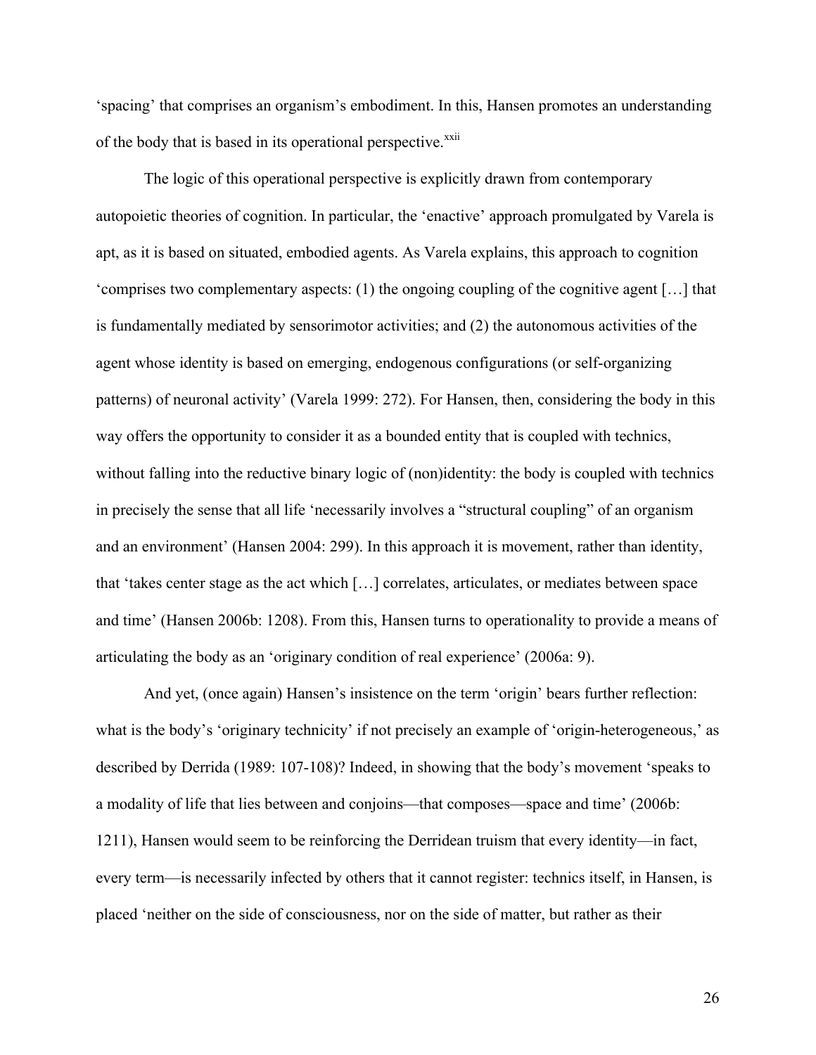'spacing' that comprises an organism's embodiment. In this, Hansen promotes an understanding of the body that is based in its operational perspective.[xxii]

The logic of this operational perspective is explicitly drawn from contemporary autopoietic theories of cognition. In particular, the 'enactive' approach promulgated by Varela is apt, as it is based on situated, embodied agents. As Varela explains, this approach to cognition 'comprises two complementary aspects: (1) the ongoing coupling of the cognitive agent […] that is fundamentally mediated by sensorimotor activities; and (2) the autonomous activities of the agent whose identity is based on emerging, endogenous configurations (or self-organizing patterns) of neuronal activity' (Varela 1999: 272). For Hansen, then, considering the body in this way offers the opportunity to consider it as a bounded entity that is coupled with technics, without falling into the reductive binary logic of (non)identity: the body is coupled with technics in precisely the sense that all life 'necessarily involves a "structural coupling" of an organism and an environment' (Hansen 2004: 299). In this approach it is movement, rather than identity, that 'takes center stage as the act which […] correlates, articulates, or mediates between space and time' (Hansen 2006b: 1208). From this, Hansen turns to operationality to provide a means of articulating the body as an 'originary condition of real experience' (2006a: 9).

And yet, (once again) Hansen's insistence on the term 'origin' bears further reflection: what is the body's 'originary technicity' if not precisely an example of 'origin-heterogeneous,' as described by Derrida (1989: 107-108)? Indeed, in showing that the body's movement 'speaks to a modality of life that lies between and conjoins—that composes—space and time' (2006b: 1211), Hansen would seem to be reinforcing the Derridean truism that every identity—in fact, every term—is necessarily infected by others that it cannot register: technics itself, in Hansen, is placed 'neither on the side of consciousness, nor on the side of matter, but rather as their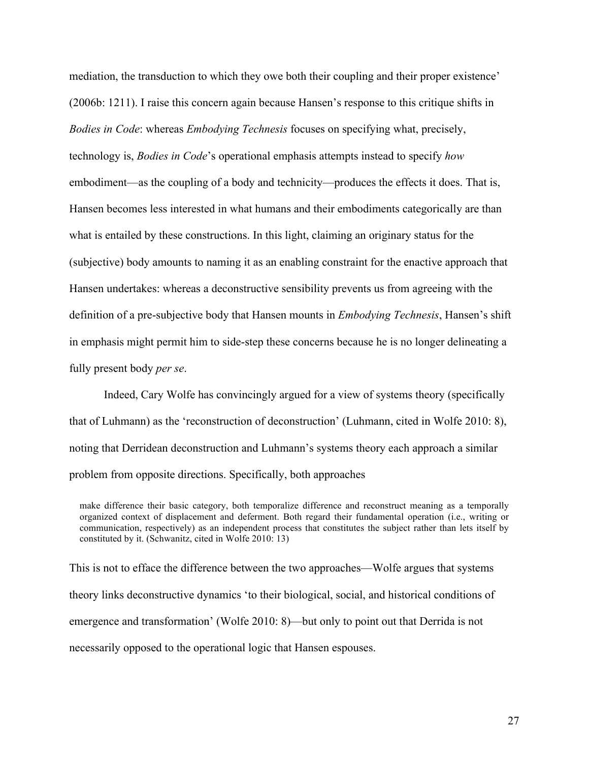mediation, the transduction to which they owe both their coupling and their proper existence' (2006b: 1211). I raise this concern again because Hansen's response to this critique shifts in *Bodies in Code*: whereas *Embodying Technesis* focuses on specifying what, precisely, technology is, *Bodies in Code*'s operational emphasis attempts instead to specify *how* embodiment—as the coupling of a body and technicity—produces the effects it does. That is, Hansen becomes less interested in what humans and their embodiments categorically are than what is entailed by these constructions. In this light, claiming an originary status for the (subjective) body amounts to naming it as an enabling constraint for the enactive approach that Hansen undertakes: whereas a deconstructive sensibility prevents us from agreeing with the definition of a pre-subjective body that Hansen mounts in *Embodying Technesis*, Hansen's shift in emphasis might permit him to side-step these concerns because he is no longer delineating a fully present body *per se*.

Indeed, Cary Wolfe has convincingly argued for a view of systems theory (specifically that of Luhmann) as the 'reconstruction of deconstruction' (Luhmann, cited in Wolfe 2010: 8), noting that Derridean deconstruction and Luhmann's systems theory each approach a similar problem from opposite directions. Specifically, both approaches

> make difference their basic category, both temporalize difference and reconstruct meaning as a temporally organized context of displacement and deferment. Both regard their fundamental operation (i.e., writing or communication, respectively) as an independent process that constitutes the subject rather than lets itself by constituted by it. (Schwanitz, cited in Wolfe 2010: 13)

This is not to efface the difference between the two approaches—Wolfe argues that systems theory links deconstructive dynamics 'to their biological, social, and historical conditions of emergence and transformation' (Wolfe 2010: 8)—but only to point out that Derrida is not necessarily opposed to the operational logic that Hansen espouses.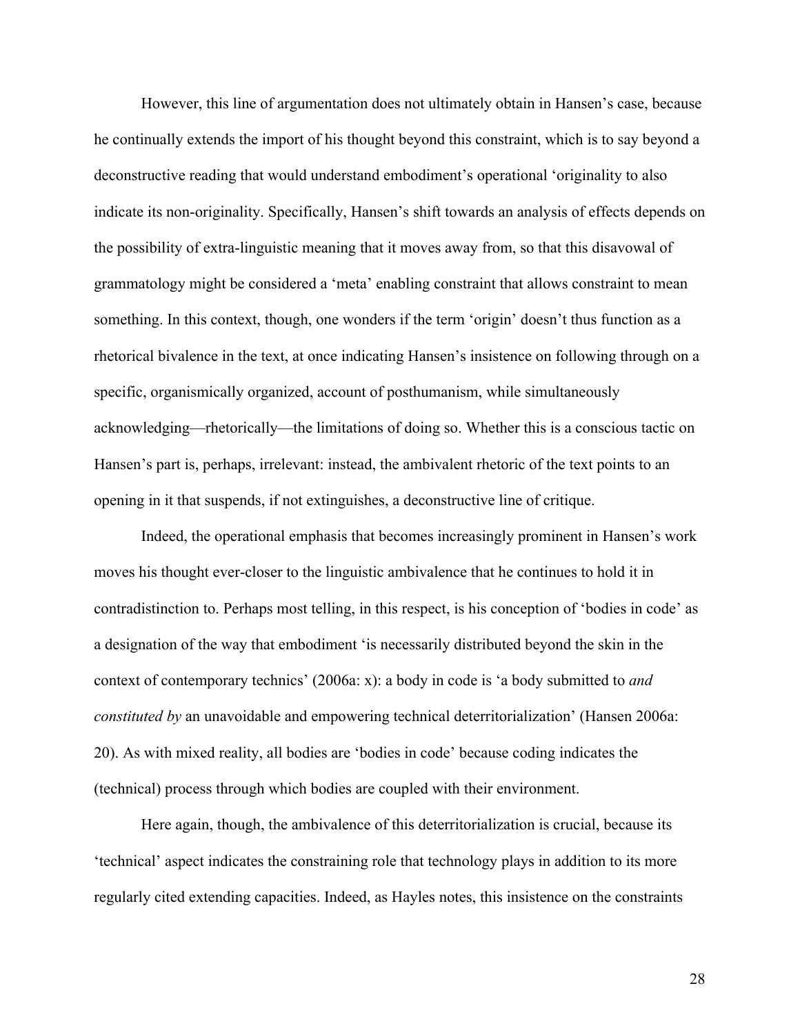However, this line of argumentation does not ultimately obtain in Hansen's case, because he continually extends the import of his thought beyond this constraint, which is to say beyond a deconstructive reading that would understand embodiment's operational 'originality to also indicate its non-originality. Specifically, Hansen's shift towards an analysis of effects depends on the possibility of extra-linguistic meaning that it moves away from, so that this disavowal of grammatology might be considered a 'meta' enabling constraint that allows constraint to mean something. In this context, though, one wonders if the term 'origin' doesn't thus function as a rhetorical bivalence in the text, at once indicating Hansen's insistence on following through on a specific, organismically organized, account of posthumanism, while simultaneously acknowledging—rhetorically—the limitations of doing so. Whether this is a conscious tactic on Hansen's part is, perhaps, irrelevant: instead, the ambivalent rhetoric of the text points to an opening in it that suspends, if not extinguishes, a deconstructive line of critique.

Indeed, the operational emphasis that becomes increasingly prominent in Hansen's work moves his thought ever-closer to the linguistic ambivalence that he continues to hold it in contradistinction to. Perhaps most telling, in this respect, is his conception of 'bodies in code' as a designation of the way that embodiment 'is necessarily distributed beyond the skin in the context of contemporary technics' (2006a: x): a body in code is 'a body submitted to *and constituted by* an unavoidable and empowering technical deterritorialization' (Hansen 2006a: 20). As with mixed reality, all bodies are 'bodies in code' because coding indicates the (technical) process through which bodies are coupled with their environment.

Here again, though, the ambivalence of this deterritorialization is crucial, because its 'technical' aspect indicates the constraining role that technology plays in addition to its more regularly cited extending capacities. Indeed, as Hayles notes, this insistence on the constraints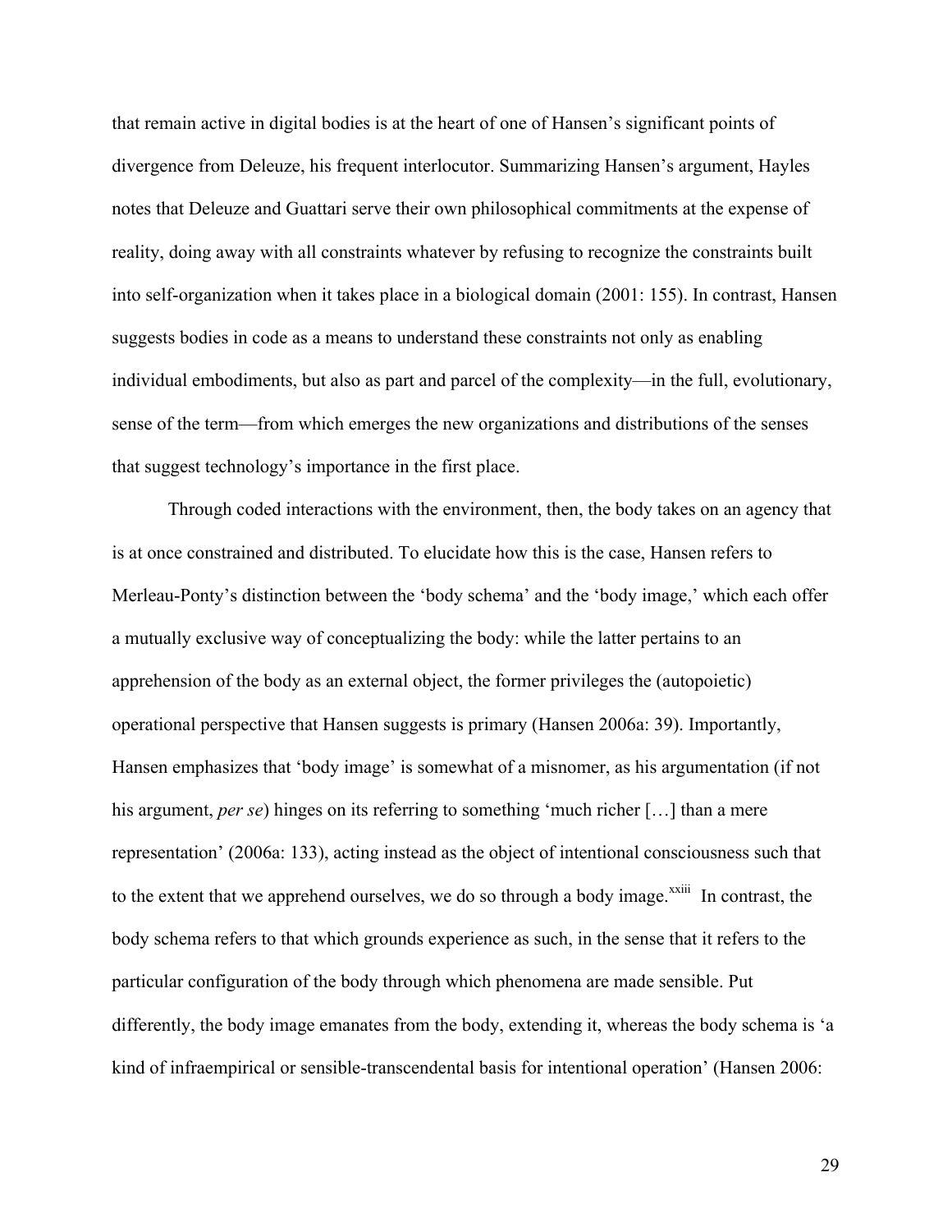that remain active in digital bodies is at the heart of one of Hansen's significant points of divergence from Deleuze, his frequent interlocutor. Summarizing Hansen's argument, Hayles notes that Deleuze and Guattari serve their own philosophical commitments at the expense of reality, doing away with all constraints whatever by refusing to recognize the constraints built into self-organization when it takes place in a biological domain (2001: 155). In contrast, Hansen suggests bodies in code as a means to understand these constraints not only as enabling individual embodiments, but also as part and parcel of the complexity—in the full, evolutionary, sense of the term—from which emerges the new organizations and distributions of the senses that suggest technology's importance in the first place.

Through coded interactions with the environment, then, the body takes on an agency that is at once constrained and distributed. To elucidate how this is the case, Hansen refers to Merleau-Ponty's distinction between the 'body schema' and the 'body image,' which each offer a mutually exclusive way of conceptualizing the body: while the latter pertains to an apprehension of the body as an external object, the former privileges the (autopoietic) operational perspective that Hansen suggests is primary (Hansen 2006a: 39). Importantly, Hansen emphasizes that 'body image' is somewhat of a misnomer, as his argumentation (if not his argument, *per se*) hinges on its referring to something 'much richer […] than a mere representation' (2006a: 133), acting instead as the object of intentional consciousness such that to the extent that we apprehend ourselves, we do so through a body image.[xxiii] In contrast, the body schema refers to that which grounds experience as such, in the sense that it refers to the particular configuration of the body through which phenomena are made sensible. Put differently, the body image emanates from the body, extending it, whereas the body schema is 'a kind of infraempirical or sensible-transcendental basis for intentional operation' (Hansen 2006: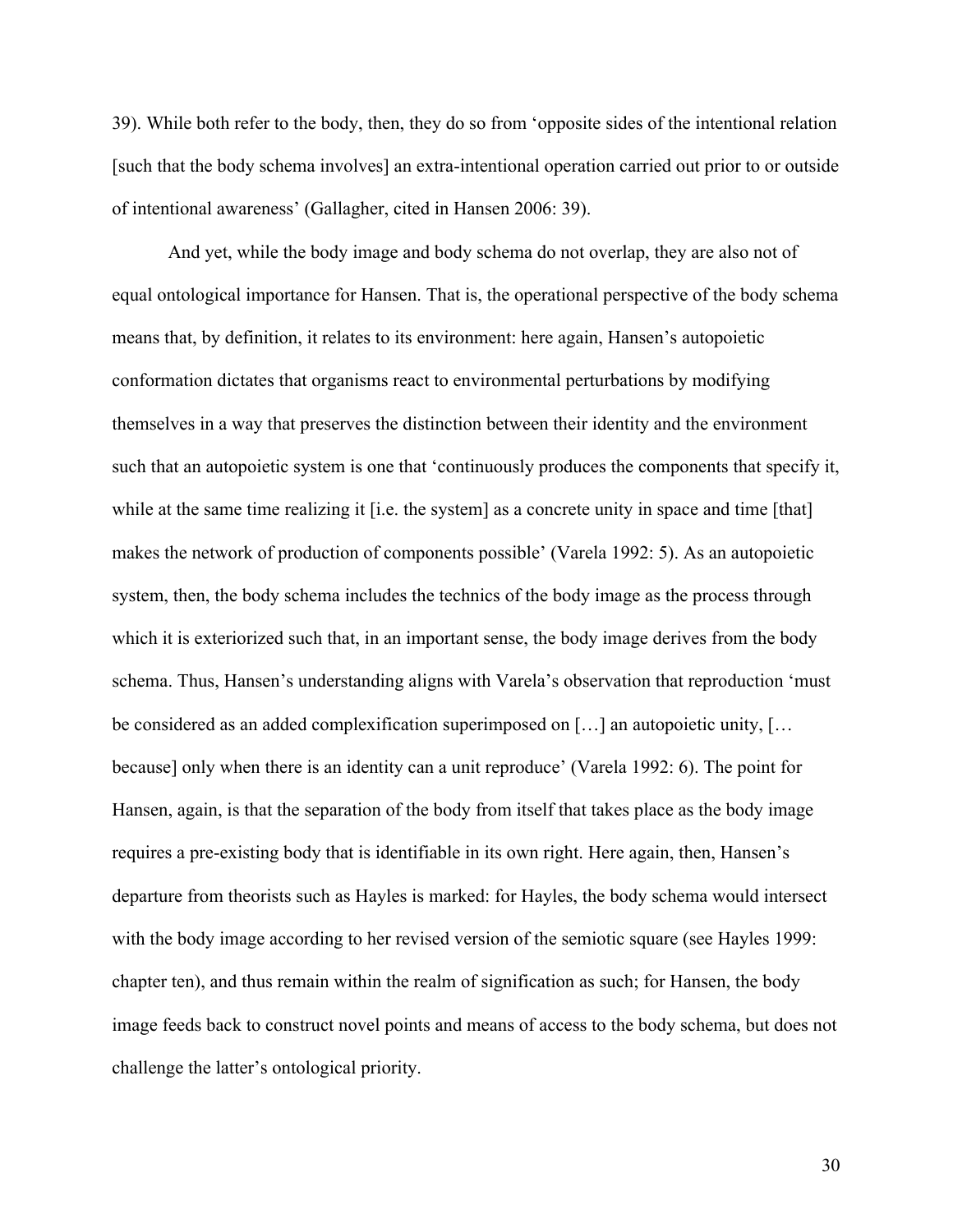39). While both refer to the body, then, they do so from 'opposite sides of the intentional relation [such that the body schema involves] an extra-intentional operation carried out prior to or outside of intentional awareness' (Gallagher, cited in Hansen 2006: 39).

And yet, while the body image and body schema do not overlap, they are also not of equal ontological importance for Hansen. That is, the operational perspective of the body schema means that, by definition, it relates to its environment: here again, Hansen's autopoietic conformation dictates that organisms react to environmental perturbations by modifying themselves in a way that preserves the distinction between their identity and the environment such that an autopoietic system is one that 'continuously produces the components that specify it, while at the same time realizing it [i.e. the system] as a concrete unity in space and time [that] makes the network of production of components possible' (Varela 1992: 5). As an autopoietic system, then, the body schema includes the technics of the body image as the process through which it is exteriorized such that, in an important sense, the body image derives from the body schema. Thus, Hansen's understanding aligns with Varela's observation that reproduction 'must be considered as an added complexification superimposed on […] an autopoietic unity, [… because] only when there is an identity can a unit reproduce' (Varela 1992: 6). The point for Hansen, again, is that the separation of the body from itself that takes place as the body image requires a pre-existing body that is identifiable in its own right. Here again, then, Hansen's departure from theorists such as Hayles is marked: for Hayles, the body schema would intersect with the body image according to her revised version of the semiotic square (see Hayles 1999: chapter ten), and thus remain within the realm of signification as such; for Hansen, the body image feeds back to construct novel points and means of access to the body schema, but does not challenge the latter's ontological priority.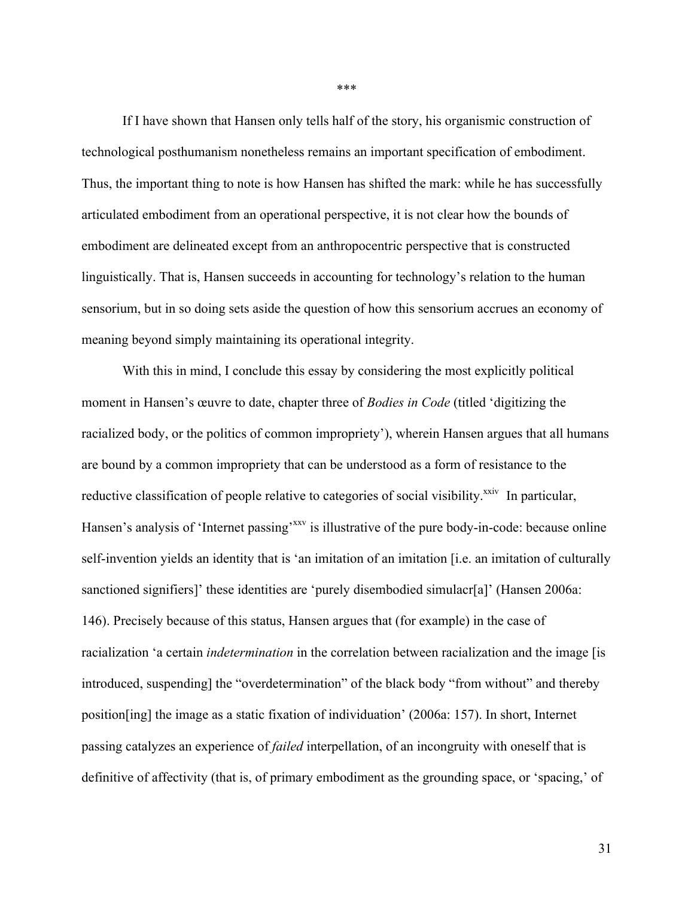\*\*\*

If I have shown that Hansen only tells half of the story, his organismic construction of technological posthumanism nonetheless remains an important specification of embodiment. Thus, the important thing to note is how Hansen has shifted the mark: while he has successfully articulated embodiment from an operational perspective, it is not clear how the bounds of embodiment are delineated except from an anthropocentric perspective that is constructed linguistically. That is, Hansen succeeds in accounting for technology's relation to the human sensorium, but in so doing sets aside the question of how this sensorium accrues an economy of meaning beyond simply maintaining its operational integrity.

With this in mind, I conclude this essay by considering the most explicitly political moment in Hansen's œuvre to date, chapter three of *Bodies in Code* (titled 'digitizing the racialized body, or the politics of common impropriety'), wherein Hansen argues that all humans are bound by a common impropriety that can be understood as a form of resistance to the reductive classification of people relative to categories of social visibility.[xxiv] In particular, Hansen's analysis of 'Internet passing'[xxv] is illustrative of the pure body-in-code: because online self-invention yields an identity that is 'an imitation of an imitation [i.e. an imitation of culturally sanctioned signifiers]' these identities are 'purely disembodied simulacr[a]' (Hansen 2006a: 146). Precisely because of this status, Hansen argues that (for example) in the case of racialization 'a certain *indetermination* in the correlation between racialization and the image [is introduced, suspending] the "overdetermination" of the black body "from without" and thereby position[ing] the image as a static fixation of individuation' (2006a: 157). In short, Internet passing catalyzes an experience of *failed* interpellation, of an incongruity with oneself that is definitive of affectivity (that is, of primary embodiment as the grounding space, or 'spacing,' of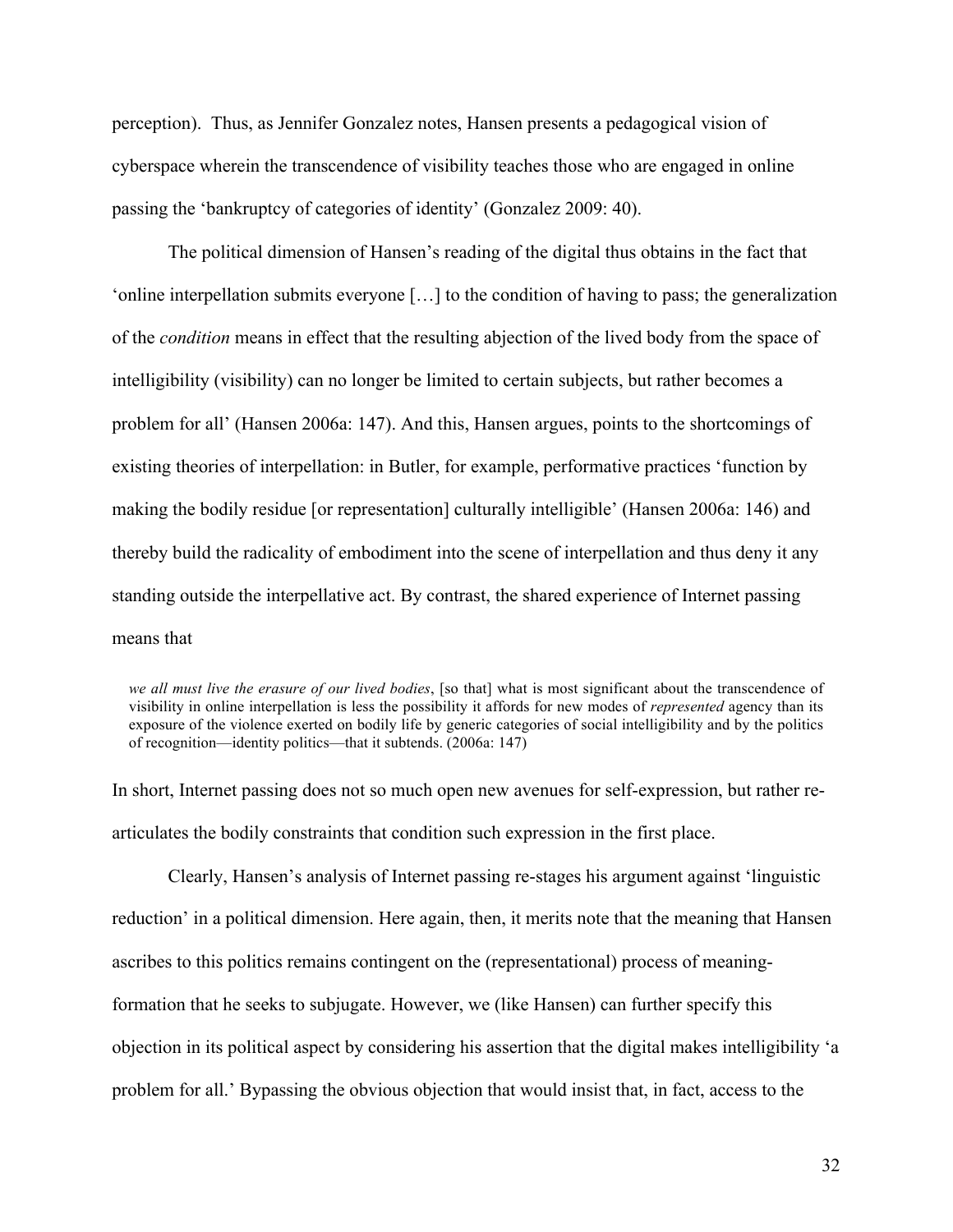perception). Thus, as Jennifer Gonzalez notes, Hansen presents a pedagogical vision of cyberspace wherein the transcendence of visibility teaches those who are engaged in online passing the 'bankruptcy of categories of identity' (Gonzalez 2009: 40).

The political dimension of Hansen's reading of the digital thus obtains in the fact that 'online interpellation submits everyone […] to the condition of having to pass; the generalization of the *condition* means in effect that the resulting abjection of the lived body from the space of intelligibility (visibility) can no longer be limited to certain subjects, but rather becomes a problem for all' (Hansen 2006a: 147). And this, Hansen argues, points to the shortcomings of existing theories of interpellation: in Butler, for example, performative practices 'function by making the bodily residue [or representation] culturally intelligible' (Hansen 2006a: 146) and thereby build the radicality of embodiment into the scene of interpellation and thus deny it any standing outside the interpellative act. By contrast, the shared experience of Internet passing means that

> *we all must live the erasure of our lived bodies*, [so that] what is most significant about the transcendence of visibility in online interpellation is less the possibility it affords for new modes of *represented* agency than its exposure of the violence exerted on bodily life by generic categories of social intelligibility and by the politics of recognition—identity politics—that it subtends. (2006a: 147)

In short, Internet passing does not so much open new avenues for self-expression, but rather re-articulates the bodily constraints that condition such expression in the first place.

Clearly, Hansen's analysis of Internet passing re-stages his argument against 'linguistic reduction' in a political dimension. Here again, then, it merits note that the meaning that Hansen ascribes to this politics remains contingent on the (representational) process of meaning-formation that he seeks to subjugate. However, we (like Hansen) can further specify this objection in its political aspect by considering his assertion that the digital makes intelligibility 'a problem for all.' Bypassing the obvious objection that would insist that, in fact, access to the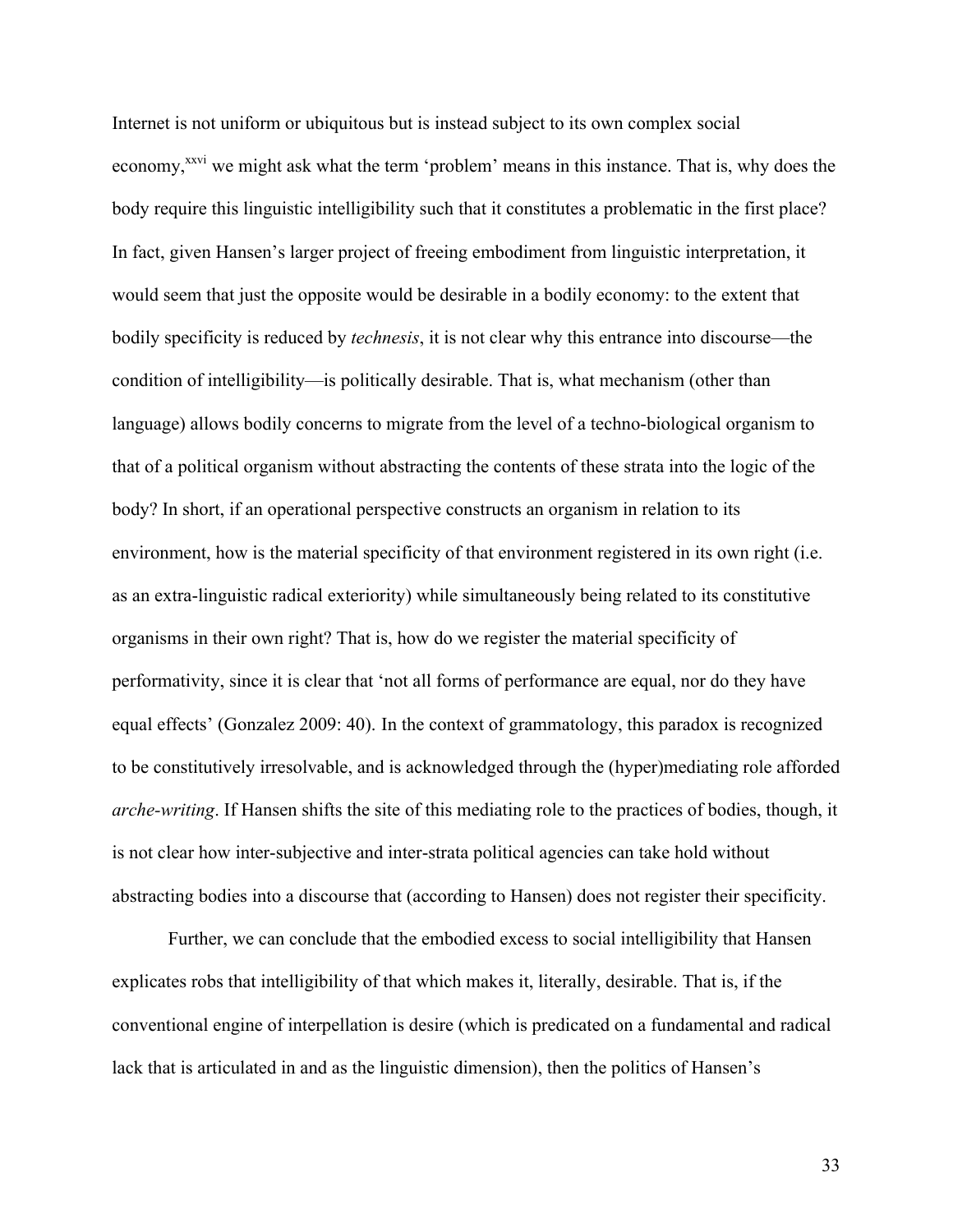Internet is not uniform or ubiquitous but is instead subject to its own complex social economy,[xxvi] we might ask what the term 'problem' means in this instance. That is, why does the body require this linguistic intelligibility such that it constitutes a problematic in the first place? In fact, given Hansen's larger project of freeing embodiment from linguistic interpretation, it would seem that just the opposite would be desirable in a bodily economy: to the extent that bodily specificity is reduced by *technesis*, it is not clear why this entrance into discourse—the condition of intelligibility—is politically desirable. That is, what mechanism (other than language) allows bodily concerns to migrate from the level of a techno-biological organism to that of a political organism without abstracting the contents of these strata into the logic of the body? In short, if an operational perspective constructs an organism in relation to its environment, how is the material specificity of that environment registered in its own right (i.e. as an extra-linguistic radical exteriority) while simultaneously being related to its constitutive organisms in their own right? That is, how do we register the material specificity of performativity, since it is clear that 'not all forms of performance are equal, nor do they have equal effects' (Gonzalez 2009: 40). In the context of grammatology, this paradox is recognized to be constitutively irresolvable, and is acknowledged through the (hyper)mediating role afforded *arche-writing*. If Hansen shifts the site of this mediating role to the practices of bodies, though, it is not clear how inter-subjective and inter-strata political agencies can take hold without abstracting bodies into a discourse that (according to Hansen) does not register their specificity.

Further, we can conclude that the embodied excess to social intelligibility that Hansen explicates robs that intelligibility of that which makes it, literally, desirable. That is, if the conventional engine of interpellation is desire (which is predicated on a fundamental and radical lack that is articulated in and as the linguistic dimension), then the politics of Hansen's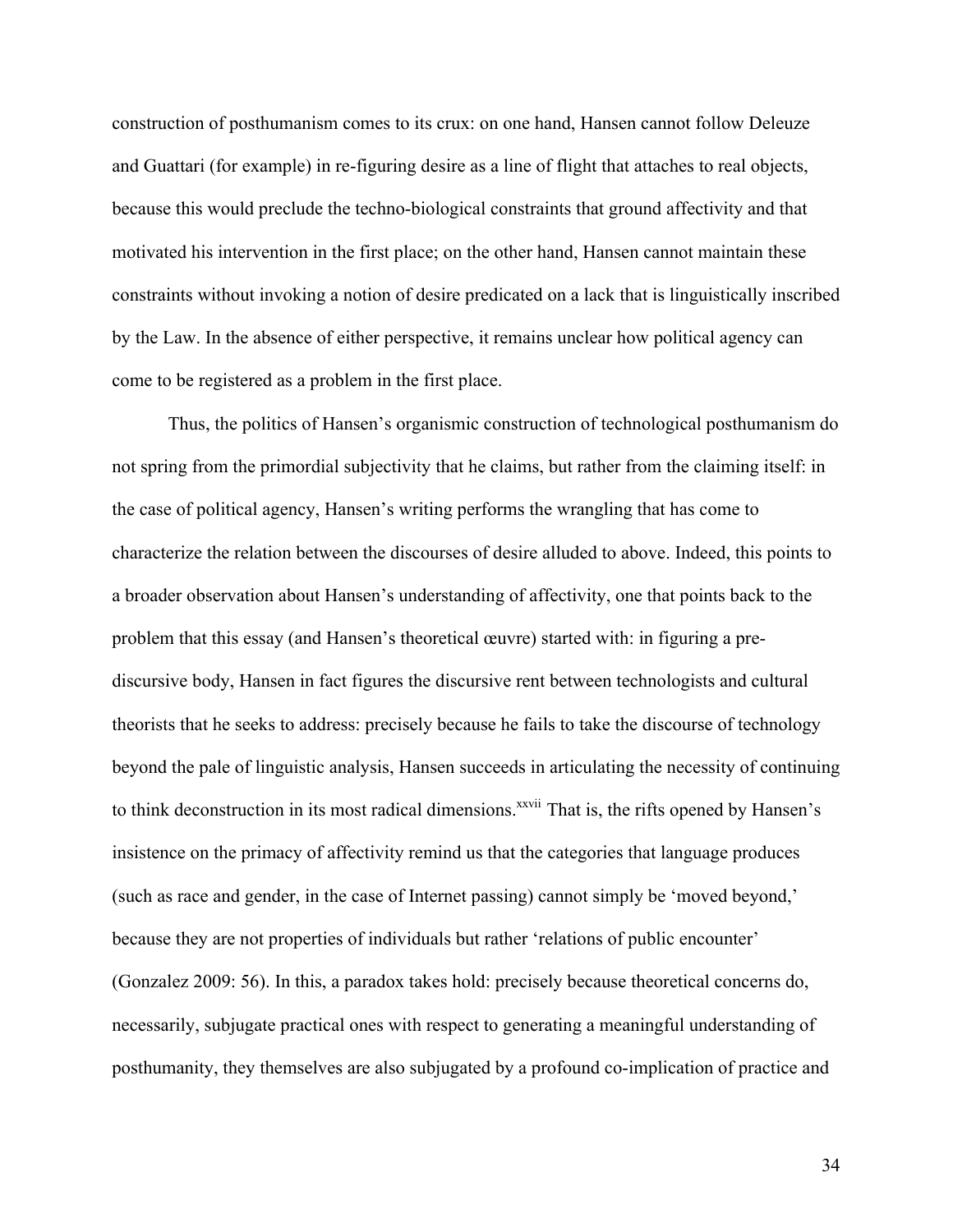construction of posthumanism comes to its crux: on one hand, Hansen cannot follow Deleuze and Guattari (for example) in re-figuring desire as a line of flight that attaches to real objects, because this would preclude the techno-biological constraints that ground affectivity and that motivated his intervention in the first place; on the other hand, Hansen cannot maintain these constraints without invoking a notion of desire predicated on a lack that is linguistically inscribed by the Law. In the absence of either perspective, it remains unclear how political agency can come to be registered as a problem in the first place.

Thus, the politics of Hansen's organismic construction of technological posthumanism do not spring from the primordial subjectivity that he claims, but rather from the claiming itself: in the case of political agency, Hansen's writing performs the wrangling that has come to characterize the relation between the discourses of desire alluded to above. Indeed, this points to a broader observation about Hansen's understanding of affectivity, one that points back to the problem that this essay (and Hansen's theoretical œuvre) started with: in figuring a pre-discursive body, Hansen in fact figures the discursive rent between technologists and cultural theorists that he seeks to address: precisely because he fails to take the discourse of technology beyond the pale of linguistic analysis, Hansen succeeds in articulating the necessity of continuing to think deconstruction in its most radical dimensions.[xxvii] That is, the rifts opened by Hansen's insistence on the primacy of affectivity remind us that the categories that language produces (such as race and gender, in the case of Internet passing) cannot simply be 'moved beyond,' because they are not properties of individuals but rather 'relations of public encounter' (Gonzalez 2009: 56). In this, a paradox takes hold: precisely because theoretical concerns do, necessarily, subjugate practical ones with respect to generating a meaningful understanding of posthumanity, they themselves are also subjugated by a profound co-implication of practice and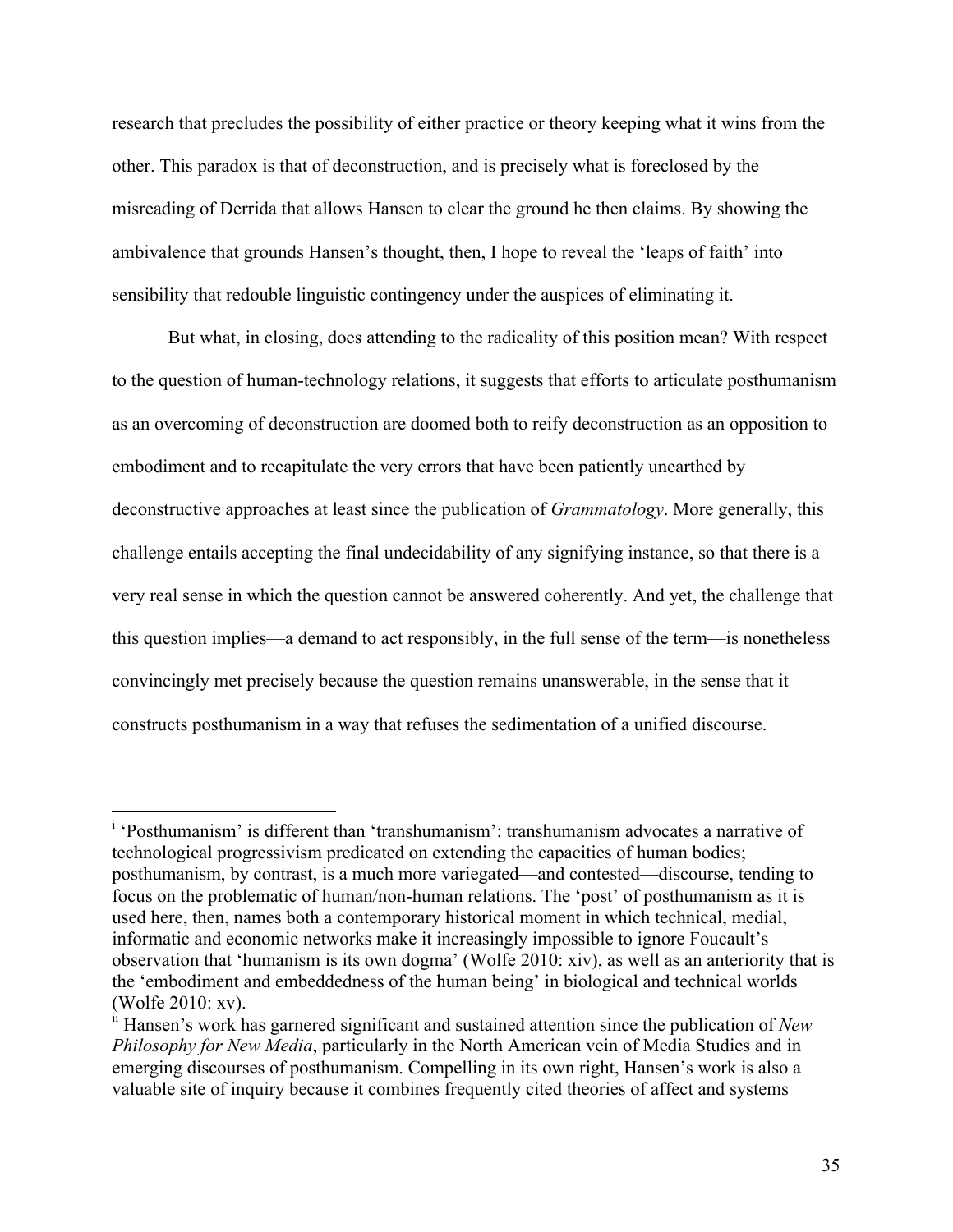research that precludes the possibility of either practice or theory keeping what it wins from the other. This paradox is that of deconstruction, and is precisely what is foreclosed by the misreading of Derrida that allows Hansen to clear the ground he then claims. By showing the ambivalence that grounds Hansen's thought, then, I hope to reveal the 'leaps of faith' into sensibility that redouble linguistic contingency under the auspices of eliminating it.

But what, in closing, does attending to the radicality of this position mean? With respect to the question of human-technology relations, it suggests that efforts to articulate posthumanism as an overcoming of deconstruction are doomed both to reify deconstruction as an opposition to embodiment and to recapitulate the very errors that have been patiently unearthed by deconstructive approaches at least since the publication of *Grammatology*. More generally, this challenge entails accepting the final undecidability of any signifying instance, so that there is a very real sense in which the question cannot be answered coherently. And yet, the challenge that this question implies—a demand to act responsibly, in the full sense of the term—is nonetheless convincingly met precisely because the question remains unanswerable, in the sense that it constructs posthumanism in a way that refuses the sedimentation of a unified discourse.

---

[i] 'Posthumanism' is different than 'transhumanism': transhumanism advocates a narrative of technological progressivism predicated on extending the capacities of human bodies; posthumanism, by contrast, is a much more variegated—and contested—discourse, tending to focus on the problematic of human/non-human relations. The 'post' of posthumanism as it is used here, then, names both a contemporary historical moment in which technical, medial, informatic and economic networks make it increasingly impossible to ignore Foucault's observation that 'humanism is its own dogma' (Wolfe 2010: xiv), as well as an anteriority that is the 'embodiment and embeddedness of the human being' in biological and technical worlds (Wolfe 2010: xv).

[ii] Hansen's work has garnered significant and sustained attention since the publication of *New Philosophy for New Media*, particularly in the North American vein of Media Studies and in emerging discourses of posthumanism. Compelling in its own right, Hansen's work is also a valuable site of inquiry because it combines frequently cited theories of affect and systems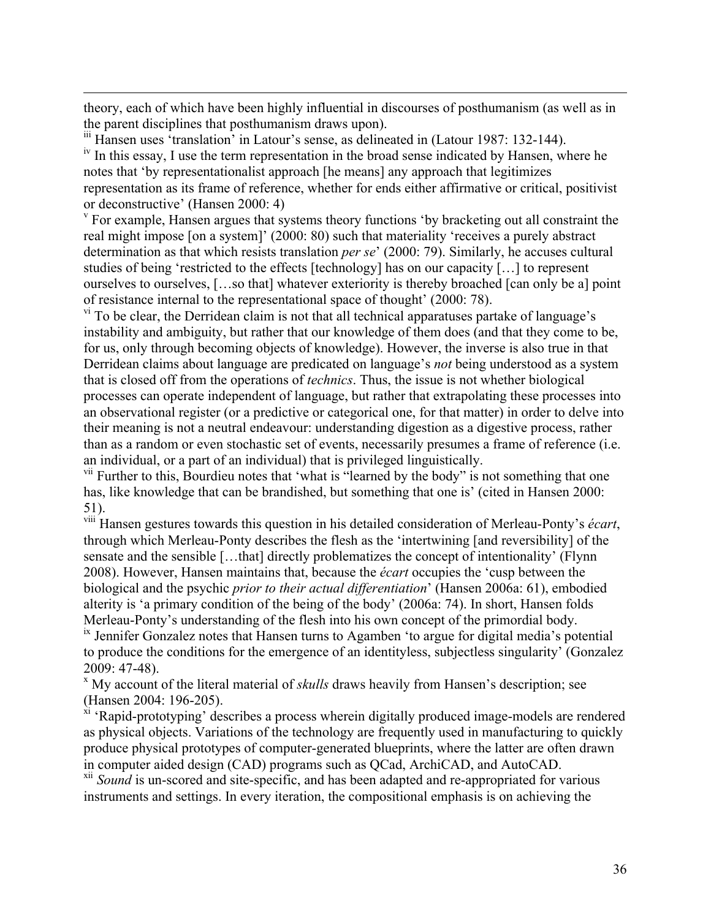theory, each of which have been highly influential in discourses of posthumanism (as well as in the parent disciplines that posthumanism draws upon).

[iii] Hansen uses 'translation' in Latour's sense, as delineated in (Latour 1987: 132-144).

[iv] In this essay, I use the term representation in the broad sense indicated by Hansen, where he notes that 'by representationalist approach [he means] any approach that legitimizes representation as its frame of reference, whether for ends either affirmative or critical, positivist or deconstructive' (Hansen 2000: 4)

[v] For example, Hansen argues that systems theory functions 'by bracketing out all constraint the real might impose [on a system]' (2000: 80) such that materiality 'receives a purely abstract determination as that which resists translation *per se*' (2000: 79). Similarly, he accuses cultural studies of being 'restricted to the effects [technology] has on our capacity […] to represent ourselves to ourselves, […so that] whatever exteriority is thereby broached [can only be a] point of resistance internal to the representational space of thought' (2000: 78).

[vi] To be clear, the Derridean claim is not that all technical apparatuses partake of language's instability and ambiguity, but rather that our knowledge of them does (and that they come to be, for us, only through becoming objects of knowledge). However, the inverse is also true in that Derridean claims about language are predicated on language's *not* being understood as a system that is closed off from the operations of *technics*. Thus, the issue is not whether biological processes can operate independent of language, but rather that extrapolating these processes into an observational register (or a predictive or categorical one, for that matter) in order to delve into their meaning is not a neutral endeavour: understanding digestion as a digestive process, rather than as a random or even stochastic set of events, necessarily presumes a frame of reference (i.e. an individual, or a part of an individual) that is privileged linguistically.

[vii] Further to this, Bourdieu notes that 'what is "learned by the body" is not something that one has, like knowledge that can be brandished, but something that one is' (cited in Hansen 2000: 51).

[viii] Hansen gestures towards this question in his detailed consideration of Merleau-Ponty's *écart*, through which Merleau-Ponty describes the flesh as the 'intertwining [and reversibility] of the sensate and the sensible […that] directly problematizes the concept of intentionality' (Flynn 2008). However, Hansen maintains that, because the *écart* occupies the 'cusp between the biological and the psychic *prior to their actual differentiation*' (Hansen 2006a: 61), embodied alterity is 'a primary condition of the being of the body' (2006a: 74). In short, Hansen folds Merleau-Ponty's understanding of the flesh into his own concept of the primordial body.

[ix] Jennifer Gonzalez notes that Hansen turns to Agamben 'to argue for digital media's potential to produce the conditions for the emergence of an identityless, subjectless singularity' (Gonzalez 2009: 47-48).

[x] My account of the literal material of *skulls* draws heavily from Hansen's description; see (Hansen 2004: 196-205).

[xi] 'Rapid-prototyping' describes a process wherein digitally produced image-models are rendered as physical objects. Variations of the technology are frequently used in manufacturing to quickly produce physical prototypes of computer-generated blueprints, where the latter are often drawn in computer aided design (CAD) programs such as QCad, ArchiCAD, and AutoCAD.

[xii] *Sound* is un-scored and site-specific, and has been adapted and re-appropriated for various instruments and settings. In every iteration, the compositional emphasis is on achieving the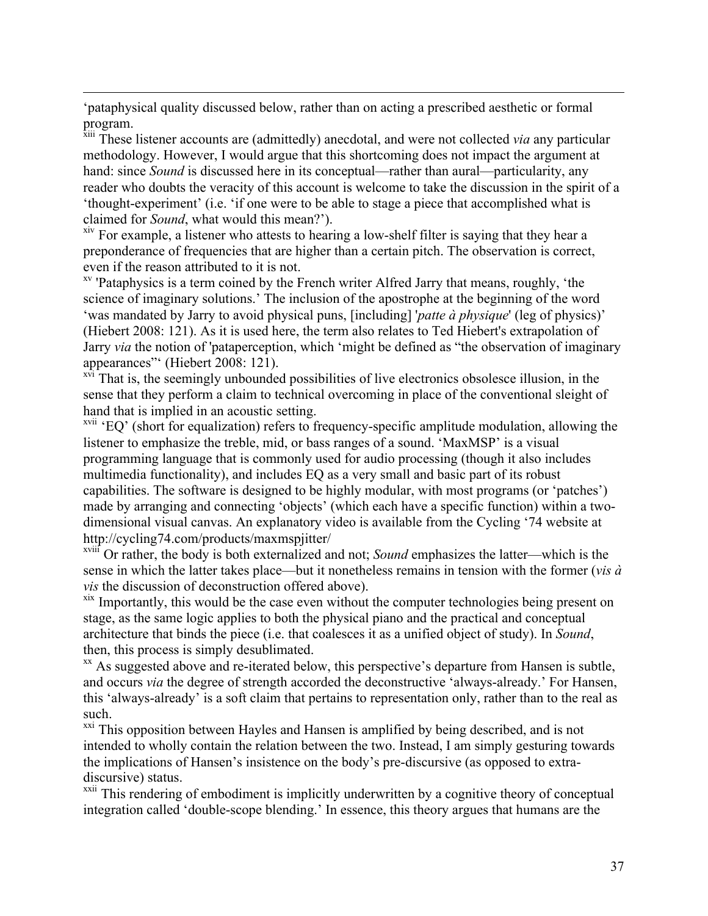'pataphysical quality discussed below, rather than on acting a prescribed aesthetic or formal program.

[xiii] These listener accounts are (admittedly) anecdotal, and were not collected *via* any particular methodology. However, I would argue that this shortcoming does not impact the argument at hand: since *Sound* is discussed here in its conceptual—rather than aural—particularity, any reader who doubts the veracity of this account is welcome to take the discussion in the spirit of a 'thought-experiment' (i.e. 'if one were to be able to stage a piece that accomplished what is claimed for *Sound*, what would this mean?').

[xiv] For example, a listener who attests to hearing a low-shelf filter is saying that they hear a preponderance of frequencies that are higher than a certain pitch. The observation is correct, even if the reason attributed to it is not.

[xv] 'Pataphysics is a term coined by the French writer Alfred Jarry that means, roughly, 'the science of imaginary solutions.' The inclusion of the apostrophe at the beginning of the word 'was mandated by Jarry to avoid physical puns, [including] '*patte à physique*' (leg of physics)' (Hiebert 2008: 121). As it is used here, the term also relates to Ted Hiebert's extrapolation of Jarry *via* the notion of 'pataperception, which 'might be defined as "the observation of imaginary appearances"' (Hiebert 2008: 121).

[xvi] That is, the seemingly unbounded possibilities of live electronics obsolesce illusion, in the sense that they perform a claim to technical overcoming in place of the conventional sleight of hand that is implied in an acoustic setting.

[xvii] 'EQ' (short for equalization) refers to frequency-specific amplitude modulation, allowing the listener to emphasize the treble, mid, or bass ranges of a sound. 'MaxMSP' is a visual programming language that is commonly used for audio processing (though it also includes multimedia functionality), and includes EQ as a very small and basic part of its robust capabilities. The software is designed to be highly modular, with most programs (or 'patches') made by arranging and connecting 'objects' (which each have a specific function) within a two-dimensional visual canvas. An explanatory video is available from the Cycling '74 website at http://cycling74.com/products/maxmspjitter/

[xviii] Or rather, the body is both externalized and not; *Sound* emphasizes the latter—which is the sense in which the latter takes place—but it nonetheless remains in tension with the former (*vis à vis* the discussion of deconstruction offered above).

[xix] Importantly, this would be the case even without the computer technologies being present on stage, as the same logic applies to both the physical piano and the practical and conceptual architecture that binds the piece (i.e. that coalesces it as a unified object of study). In *Sound*, then, this process is simply desublimated.

[xx] As suggested above and re-iterated below, this perspective's departure from Hansen is subtle, and occurs *via* the degree of strength accorded the deconstructive 'always-already.' For Hansen, this 'always-already' is a soft claim that pertains to representation only, rather than to the real as such.

[xxi] This opposition between Hayles and Hansen is amplified by being described, and is not intended to wholly contain the relation between the two. Instead, I am simply gesturing towards the implications of Hansen's insistence on the body's pre-discursive (as opposed to extra-discursive) status.

[xxii] This rendering of embodiment is implicitly underwritten by a cognitive theory of conceptual integration called 'double-scope blending.' In essence, this theory argues that humans are the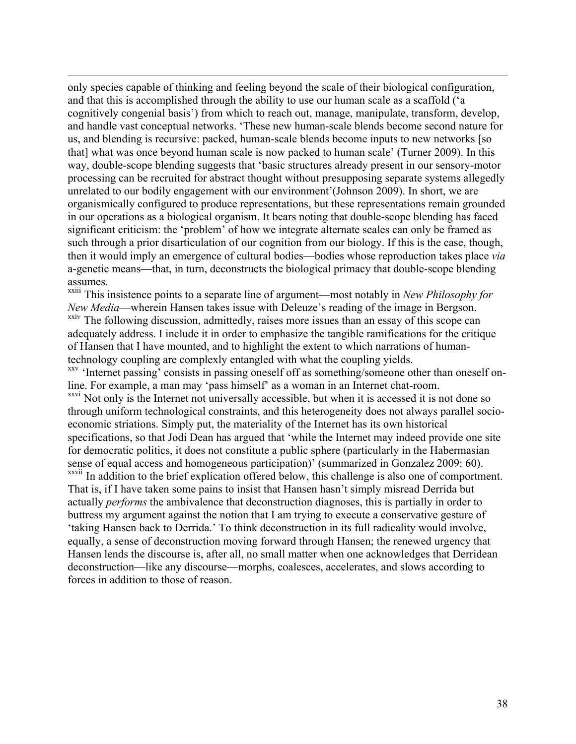only species capable of thinking and feeling beyond the scale of their biological configuration, and that this is accomplished through the ability to use our human scale as a scaffold ('a cognitively congenial basis') from which to reach out, manage, manipulate, transform, develop, and handle vast conceptual networks. 'These new human-scale blends become second nature for us, and blending is recursive: packed, human-scale blends become inputs to new networks [so that] what was once beyond human scale is now packed to human scale' (Turner 2009). In this way, double-scope blending suggests that 'basic structures already present in our sensory-motor processing can be recruited for abstract thought without presupposing separate systems allegedly unrelated to our bodily engagement with our environment'(Johnson 2009). In short, we are organismically configured to produce representations, but these representations remain grounded in our operations as a biological organism. It bears noting that double-scope blending has faced significant criticism: the 'problem' of how we integrate alternate scales can only be framed as such through a prior disarticulation of our cognition from our biology. If this is the case, though, then it would imply an emergence of cultural bodies—bodies whose reproduction takes place *via* a-genetic means—that, in turn, deconstructs the biological primacy that double-scope blending assumes.

[xxiii] This insistence points to a separate line of argument—most notably in *New Philosophy for New Media*—wherein Hansen takes issue with Deleuze's reading of the image in Bergson.

[xxiv] The following discussion, admittedly, raises more issues than an essay of this scope can adequately address. I include it in order to emphasize the tangible ramifications for the critique of Hansen that I have mounted, and to highlight the extent to which narrations of human-technology coupling are complexly entangled with what the coupling yields.

[xxv] 'Internet passing' consists in passing oneself off as something/someone other than oneself on-line. For example, a man may 'pass himself' as a woman in an Internet chat-room.

[xxvi] Not only is the Internet not universally accessible, but when it is accessed it is not done so through uniform technological constraints, and this heterogeneity does not always parallel socio-economic striations. Simply put, the materiality of the Internet has its own historical specifications, so that Jodi Dean has argued that 'while the Internet may indeed provide one site for democratic politics, it does not constitute a public sphere (particularly in the Habermasian sense of equal access and homogeneous participation)' (summarized in Gonzalez 2009: 60).

[xxvii] In addition to the brief explication offered below, this challenge is also one of comportment. That is, if I have taken some pains to insist that Hansen hasn't simply misread Derrida but actually *performs* the ambivalence that deconstruction diagnoses, this is partially in order to buttress my argument against the notion that I am trying to execute a conservative gesture of 'taking Hansen back to Derrida.' To think deconstruction in its full radicality would involve, equally, a sense of deconstruction moving forward through Hansen; the renewed urgency that Hansen lends the discourse is, after all, no small matter when one acknowledges that Derridean deconstruction—like any discourse—morphs, coalesces, accelerates, and slows according to forces in addition to those of reason.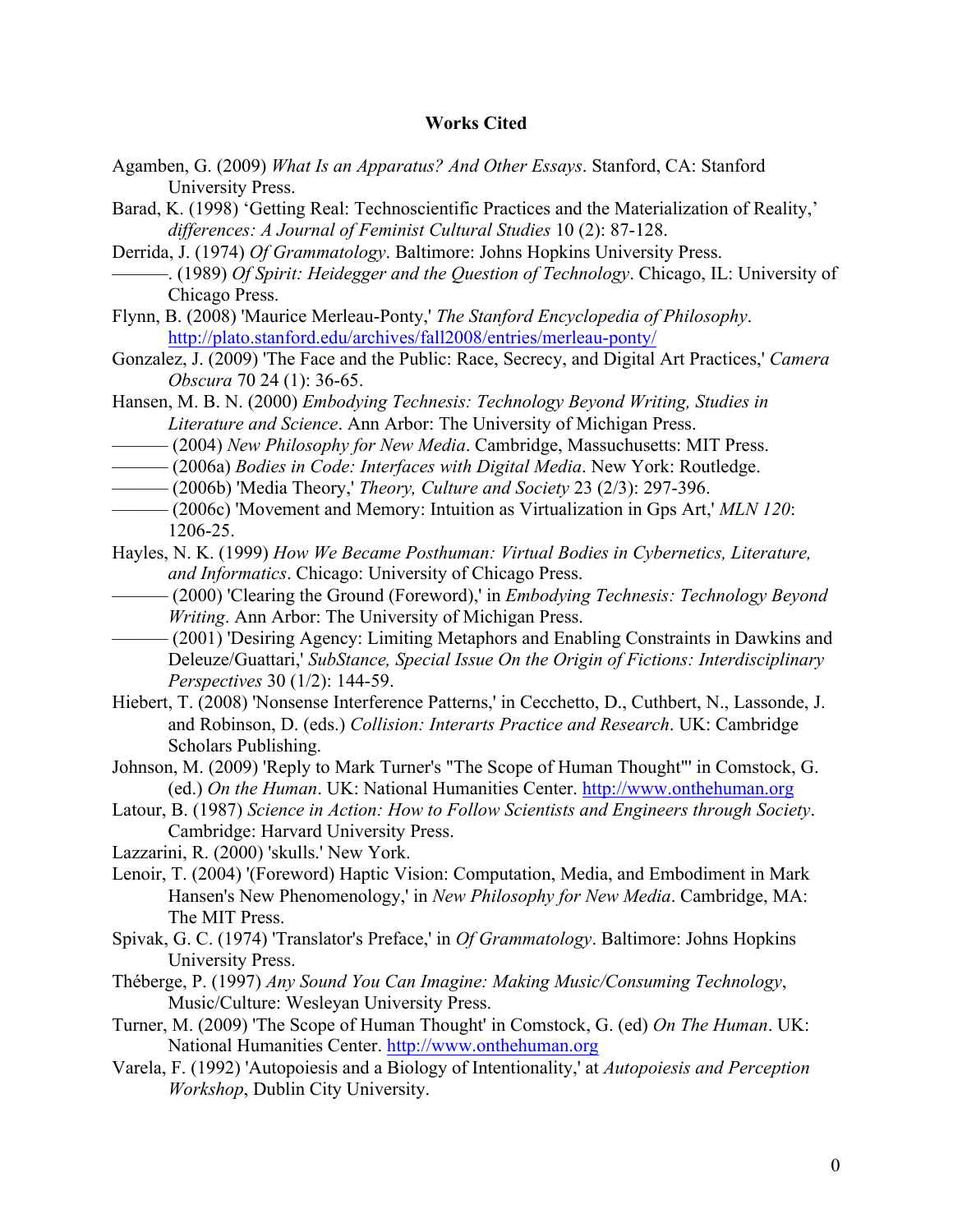## Works Cited

Agamben, G. (2009) *What Is an Apparatus? And Other Essays*. Stanford, CA: Stanford University Press.

Barad, K. (1998) 'Getting Real: Technoscientific Practices and the Materialization of Reality,' *differences: A Journal of Feminist Cultural Studies* 10 (2): 87-128.

Derrida, J. (1974) *Of Grammatology*. Baltimore: Johns Hopkins University Press.

———. (1989) *Of Spirit: Heidegger and the Question of Technology*. Chicago, IL: University of Chicago Press.

Flynn, B. (2008) 'Maurice Merleau-Ponty,' *The Stanford Encyclopedia of Philosophy*. http://plato.stanford.edu/archives/fall2008/entries/merleau-ponty/

Gonzalez, J. (2009) 'The Face and the Public: Race, Secrecy, and Digital Art Practices,' *Camera Obscura* 70 24 (1): 36-65.

Hansen, M. B. N. (2000) *Embodying Technesis: Technology Beyond Writing, Studies in Literature and Science*. Ann Arbor: The University of Michigan Press.

——— (2004) *New Philosophy for New Media*. Cambridge, Massachusetts: MIT Press.

——— (2006a) *Bodies in Code: Interfaces with Digital Media*. New York: Routledge.

——— (2006b) 'Media Theory,' *Theory, Culture and Society* 23 (2/3): 297-396.

——— (2006c) 'Movement and Memory: Intuition as Virtualization in Gps Art,' *MLN 120*: 1206-25.

Hayles, N. K. (1999) *How We Became Posthuman: Virtual Bodies in Cybernetics, Literature, and Informatics*. Chicago: University of Chicago Press.

——— (2000) 'Clearing the Ground (Foreword),' in *Embodying Technesis: Technology Beyond Writing*. Ann Arbor: The University of Michigan Press.

——— (2001) 'Desiring Agency: Limiting Metaphors and Enabling Constraints in Dawkins and Deleuze/Guattari,' *SubStance, Special Issue On the Origin of Fictions: Interdisciplinary Perspectives* 30 (1/2): 144-59.

Hiebert, T. (2008) 'Nonsense Interference Patterns,' in Cecchetto, D., Cuthbert, N., Lassonde, J. and Robinson, D. (eds.) *Collision: Interarts Practice and Research*. UK: Cambridge Scholars Publishing.

Johnson, M. (2009) 'Reply to Mark Turner's "The Scope of Human Thought"' in Comstock, G. (ed.) *On the Human*. UK: National Humanities Center. http://www.onthehuman.org

Latour, B. (1987) *Science in Action: How to Follow Scientists and Engineers through Society*. Cambridge: Harvard University Press.

Lazzarini, R. (2000) 'skulls.' New York.

Lenoir, T. (2004) '(Foreword) Haptic Vision: Computation, Media, and Embodiment in Mark Hansen's New Phenomenology,' in *New Philosophy for New Media*. Cambridge, MA: The MIT Press.

Spivak, G. C. (1974) 'Translator's Preface,' in *Of Grammatology*. Baltimore: Johns Hopkins University Press.

Théberge, P. (1997) *Any Sound You Can Imagine: Making Music/Consuming Technology*, Music/Culture: Wesleyan University Press.

Turner, M. (2009) 'The Scope of Human Thought' in Comstock, G. (ed) *On The Human*. UK: National Humanities Center. http://www.onthehuman.org

Varela, F. (1992) 'Autopoiesis and a Biology of Intentionality,' at *Autopoiesis and Perception Workshop*, Dublin City University.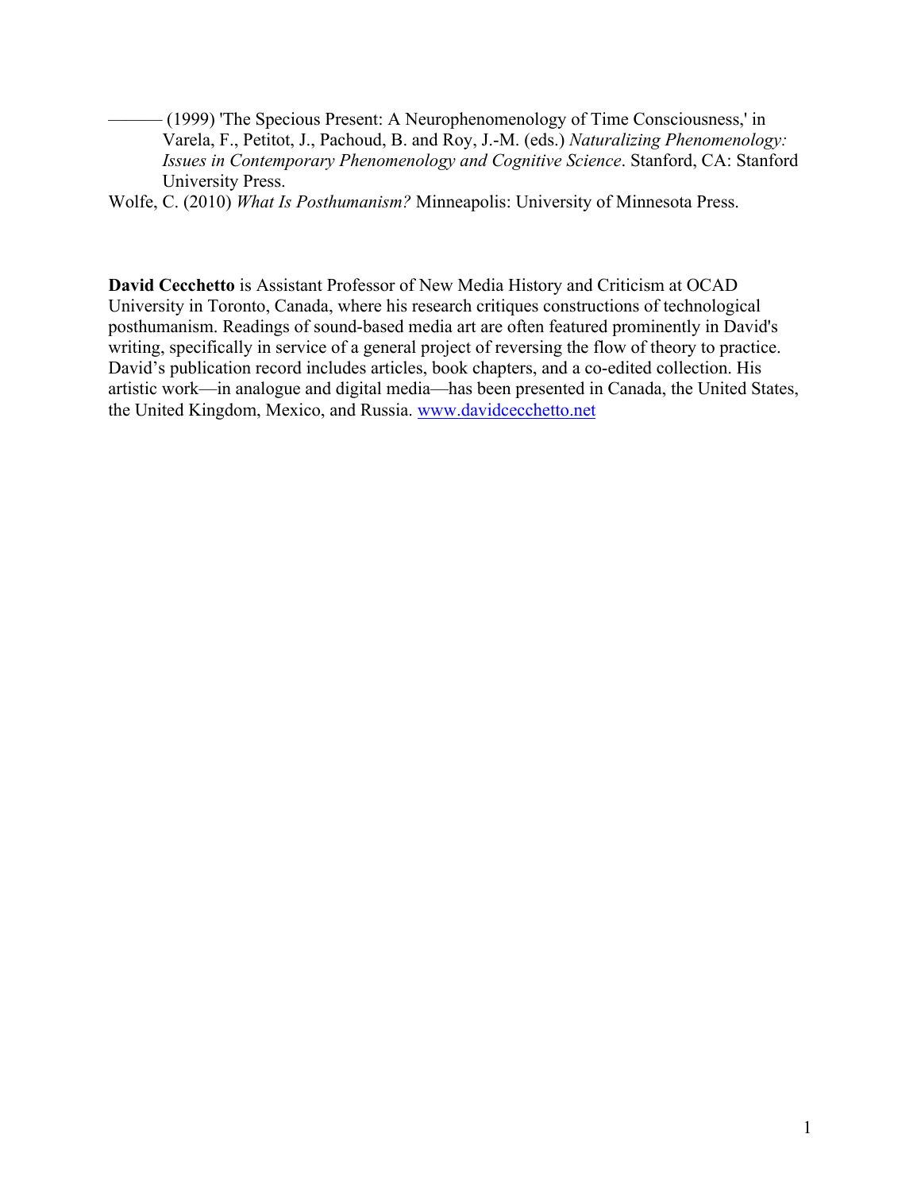——— (1999) 'The Specious Present: A Neurophenomenology of Time Consciousness,' in Varela, F., Petitot, J., Pachoud, B. and Roy, J.-M. (eds.) *Naturalizing Phenomenology: Issues in Contemporary Phenomenology and Cognitive Science*. Stanford, CA: Stanford University Press.

Wolfe, C. (2010) *What Is Posthumanism?* Minneapolis: University of Minnesota Press.

**David Cecchetto** is Assistant Professor of New Media History and Criticism at OCAD University in Toronto, Canada, where his research critiques constructions of technological posthumanism. Readings of sound-based media art are often featured prominently in David's writing, specifically in service of a general project of reversing the flow of theory to practice. David's publication record includes articles, book chapters, and a co-edited collection. His artistic work—in analogue and digital media—has been presented in Canada, the United States, the United Kingdom, Mexico, and Russia. www.davidcecchetto.net